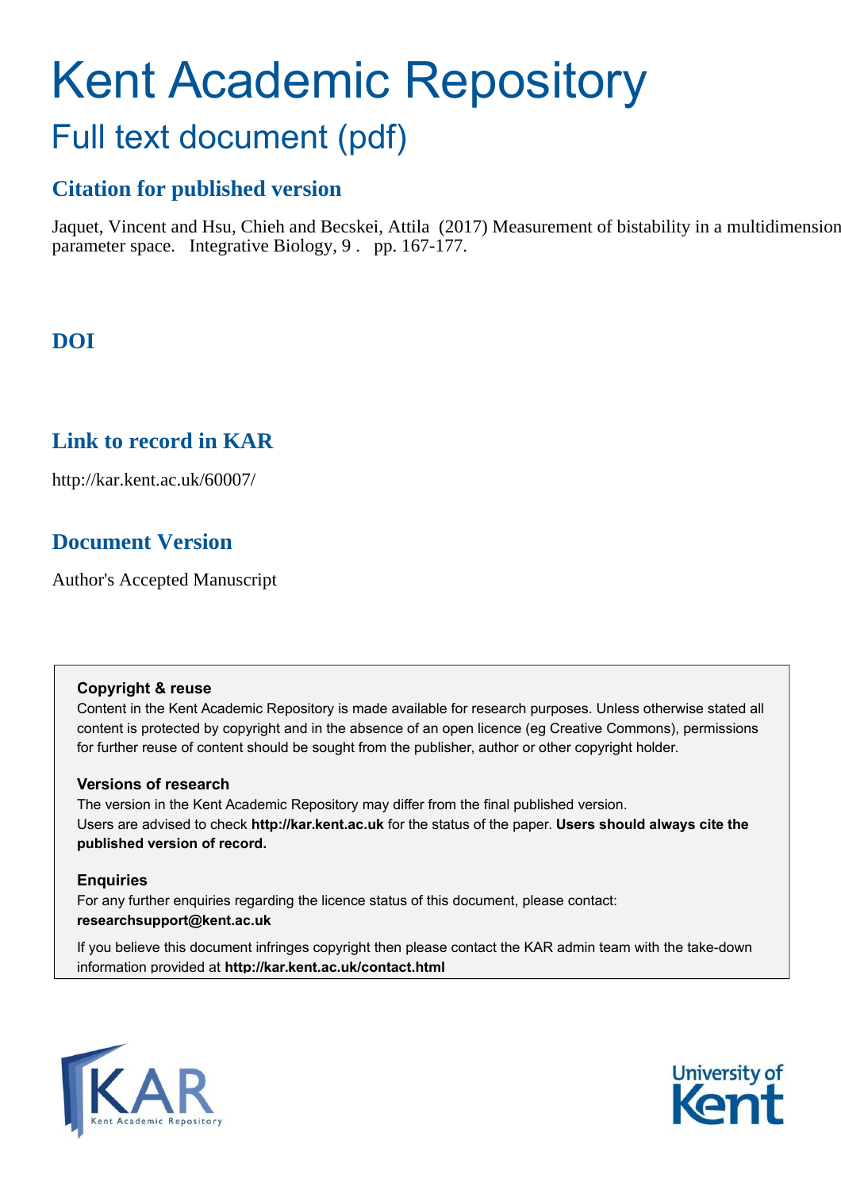# Kent Academic Repository

## Full text document (pdf)

### Citation for published version

Jaquet, Vincent and Hsu, Chieh and Becskei, Attila (2017) Measurement of bistability in a multidimension parameter space. Integrative Biology, 9 . pp. 167-177.

### DOI

### Link to record in KAR

http://kar.kent.ac.uk/60007/

### Document Version

Author's Accepted Manuscript

**Copyright & reuse**

Content in the Kent Academic Repository is made available for research purposes. Unless otherwise stated all content is protected by copyright and in the absence of an open licence (eg Creative Commons), permissions for further reuse of content should be sought from the publisher, author or other copyright holder.

**Versions of research**

The version in the Kent Academic Repository may differ from the final published version. Users are advised to check **http://kar.kent.ac.uk** for the status of the paper. **Users should always cite the published version of record.**

**Enquiries**

For any further enquiries regarding the licence status of this document, please contact: **researchsupport@kent.ac.uk**

If you believe this document infringes copyright then please contact the KAR admin team with the take-down information provided at **http://kar.kent.ac.uk/contact.html**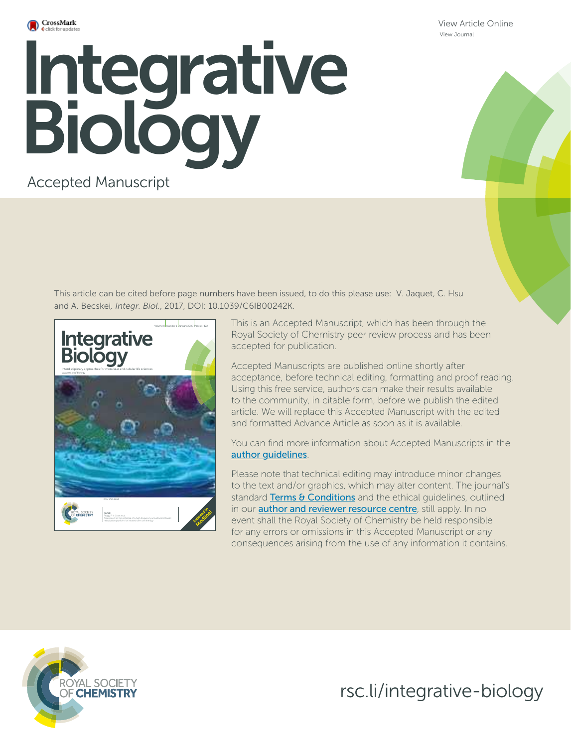View Article Online

View Journal

# Integrative Biology

Accepted Manuscript

This article can be cited before page numbers have been issued, to do this please use: V. Jaquet, C. Hsu and A. Becskei, *Integr. Biol.*, 2017, DOI: 10.1039/C6IB00242K.

This is an Accepted Manuscript, which has been through the Royal Society of Chemistry peer review process and has been accepted for publication.

Accepted Manuscripts are published online shortly after acceptance, before technical editing, formatting and proof reading. Using this free service, authors can make their results available to the community, in citable form, before we publish the edited article. We will replace this Accepted Manuscript with the edited and formatted Advance Article as soon as it is available.

You can find more information about Accepted Manuscripts in the author guidelines.

Please note that technical editing may introduce minor changes to the text and/or graphics, which may alter content. The journal's standard Terms & Conditions and the ethical guidelines, outlined in our author and reviewer resource centre, still apply. In no event shall the Royal Society of Chemistry be held responsible for any errors or omissions in this Accepted Manuscript or any consequences arising from the use of any information it contains.

ROYAL SOCIETY OF CHEMISTRY

rsc.li/integrative-biology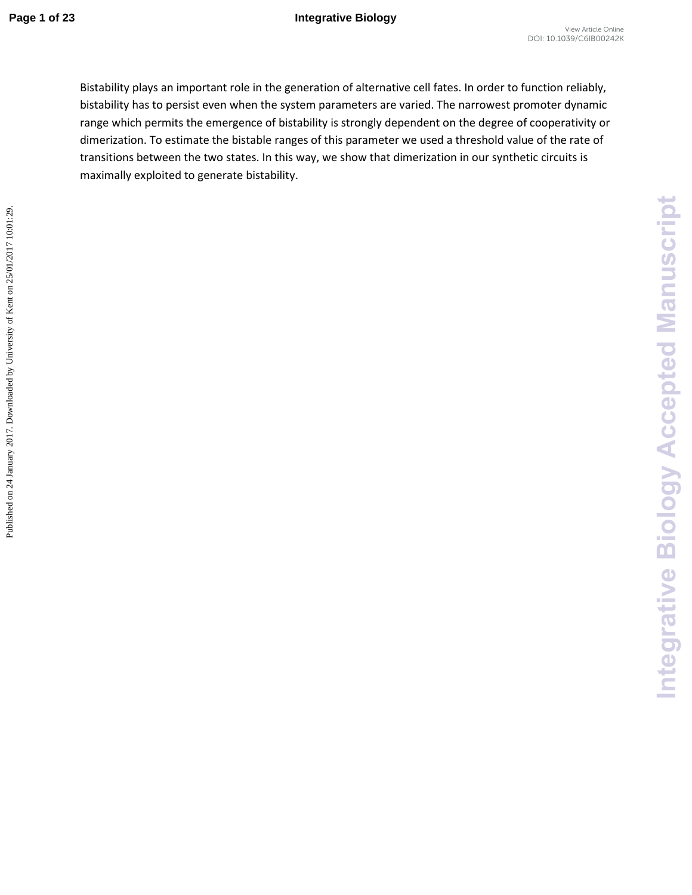Bistability plays an important role in the generation of alternative cell fates. In order to function reliably, bistability has to persist even when the system parameters are varied. The narrowest promoter dynamic range which permits the emergence of bistability is strongly dependent on the degree of cooperativity or dimerization. To estimate the bistable ranges of this parameter we used a threshold value of the rate of transitions between the two states. In this way, we show that dimerization in our synthetic circuits is maximally exploited to generate bistability.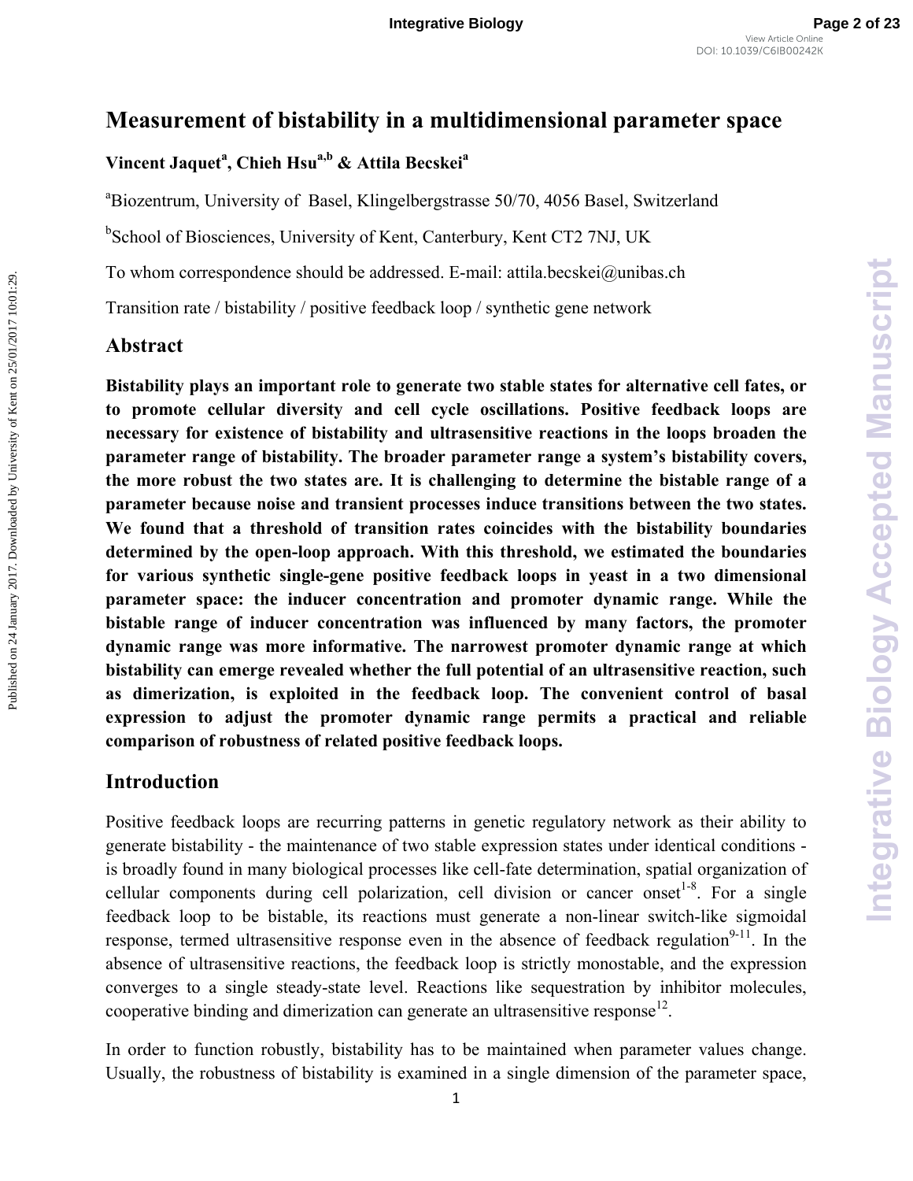# Measurement of bistability in a multidimensional parameter space

**Vincent Jaquet[a], Chieh Hsu[a,b] & Attila Becskei[a]**

[a]Biozentrum, University of Basel, Klingelbergstrasse 50/70, 4056 Basel, Switzerland

[b]School of Biosciences, University of Kent, Canterbury, Kent CT2 7NJ, UK

To whom correspondence should be addressed. E-mail: attila.becskei@unibas.ch

Transition rate / bistability / positive feedback loop / synthetic gene network

## Abstract

**Bistability plays an important role to generate two stable states for alternative cell fates, or to promote cellular diversity and cell cycle oscillations. Positive feedback loops are necessary for existence of bistability and ultrasensitive reactions in the loops broaden the parameter range of bistability. The broader parameter range a system's bistability covers, the more robust the two states are. It is challenging to determine the bistable range of a parameter because noise and transient processes induce transitions between the two states. We found that a threshold of transition rates coincides with the bistability boundaries determined by the open-loop approach. With this threshold, we estimated the boundaries for various synthetic single-gene positive feedback loops in yeast in a two dimensional parameter space: the inducer concentration and promoter dynamic range. While the bistable range of inducer concentration was influenced by many factors, the promoter dynamic range was more informative. The narrowest promoter dynamic range at which bistability can emerge revealed whether the full potential of an ultrasensitive reaction, such as dimerization, is exploited in the feedback loop. The convenient control of basal expression to adjust the promoter dynamic range permits a practical and reliable comparison of robustness of related positive feedback loops.**

## Introduction

Positive feedback loops are recurring patterns in genetic regulatory network as their ability to generate bistability - the maintenance of two stable expression states under identical conditions - is broadly found in many biological processes like cell-fate determination, spatial organization of cellular components during cell polarization, cell division or cancer onset[1-8]. For a single feedback loop to be bistable, its reactions must generate a non-linear switch-like sigmoidal response, termed ultrasensitive response even in the absence of feedback regulation[9-11]. In the absence of ultrasensitive reactions, the feedback loop is strictly monostable, and the expression converges to a single steady-state level. Reactions like sequestration by inhibitor molecules, cooperative binding and dimerization can generate an ultrasensitive response[12].

In order to function robustly, bistability has to be maintained when parameter values change. Usually, the robustness of bistability is examined in a single dimension of the parameter space,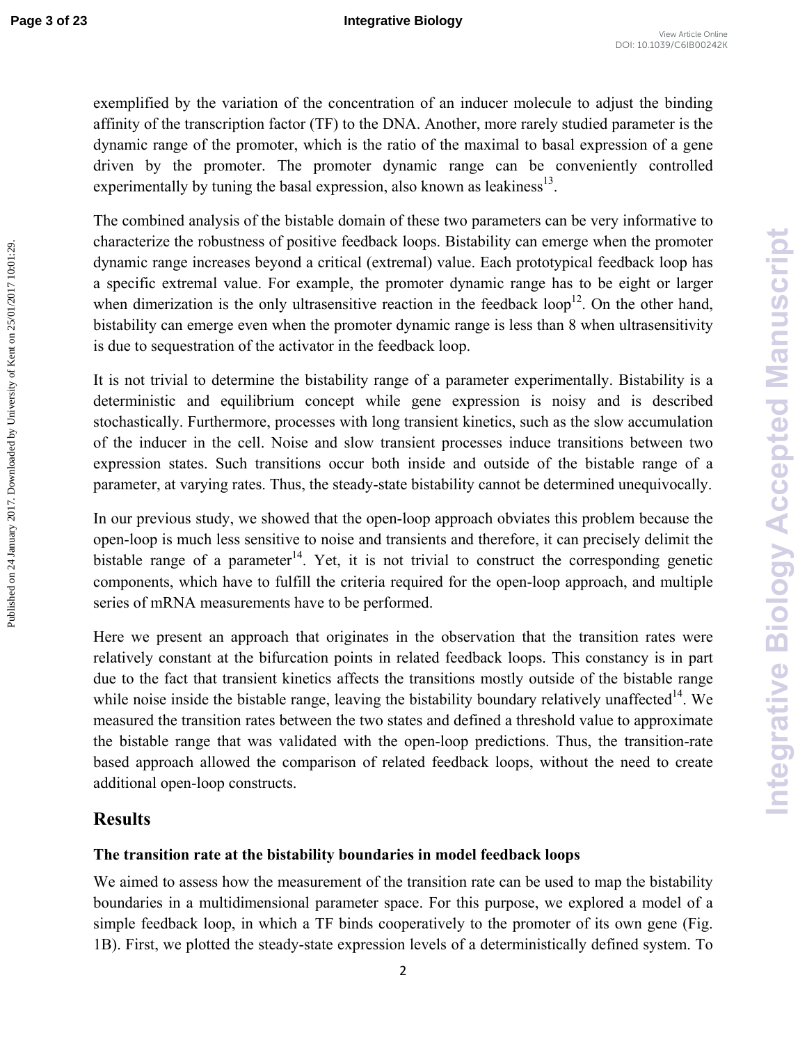exemplified by the variation of the concentration of an inducer molecule to adjust the binding affinity of the transcription factor (TF) to the DNA. Another, more rarely studied parameter is the dynamic range of the promoter, which is the ratio of the maximal to basal expression of a gene driven by the promoter. The promoter dynamic range can be conveniently controlled experimentally by tuning the basal expression, also known as leakiness[13].

The combined analysis of the bistable domain of these two parameters can be very informative to characterize the robustness of positive feedback loops. Bistability can emerge when the promoter dynamic range increases beyond a critical (extremal) value. Each prototypical feedback loop has a specific extremal value. For example, the promoter dynamic range has to be eight or larger when dimerization is the only ultrasensitive reaction in the feedback loop[12]. On the other hand, bistability can emerge even when the promoter dynamic range is less than 8 when ultrasensitivity is due to sequestration of the activator in the feedback loop.

It is not trivial to determine the bistability range of a parameter experimentally. Bistability is a deterministic and equilibrium concept while gene expression is noisy and is described stochastically. Furthermore, processes with long transient kinetics, such as the slow accumulation of the inducer in the cell. Noise and slow transient processes induce transitions between two expression states. Such transitions occur both inside and outside of the bistable range of a parameter, at varying rates. Thus, the steady-state bistability cannot be determined unequivocally.

In our previous study, we showed that the open-loop approach obviates this problem because the open-loop is much less sensitive to noise and transients and therefore, it can precisely delimit the bistable range of a parameter[14]. Yet, it is not trivial to construct the corresponding genetic components, which have to fulfill the criteria required for the open-loop approach, and multiple series of mRNA measurements have to be performed.

Here we present an approach that originates in the observation that the transition rates were relatively constant at the bifurcation points in related feedback loops. This constancy is in part due to the fact that transient kinetics affects the transitions mostly outside of the bistable range while noise inside the bistable range, leaving the bistability boundary relatively unaffected[14]. We measured the transition rates between the two states and defined a threshold value to approximate the bistable range that was validated with the open-loop predictions. Thus, the transition-rate based approach allowed the comparison of related feedback loops, without the need to create additional open-loop constructs.

## Results

### The transition rate at the bistability boundaries in model feedback loops

We aimed to assess how the measurement of the transition rate can be used to map the bistability boundaries in a multidimensional parameter space. For this purpose, we explored a model of a simple feedback loop, in which a TF binds cooperatively to the promoter of its own gene (Fig. 1B). First, we plotted the steady-state expression levels of a deterministically defined system. To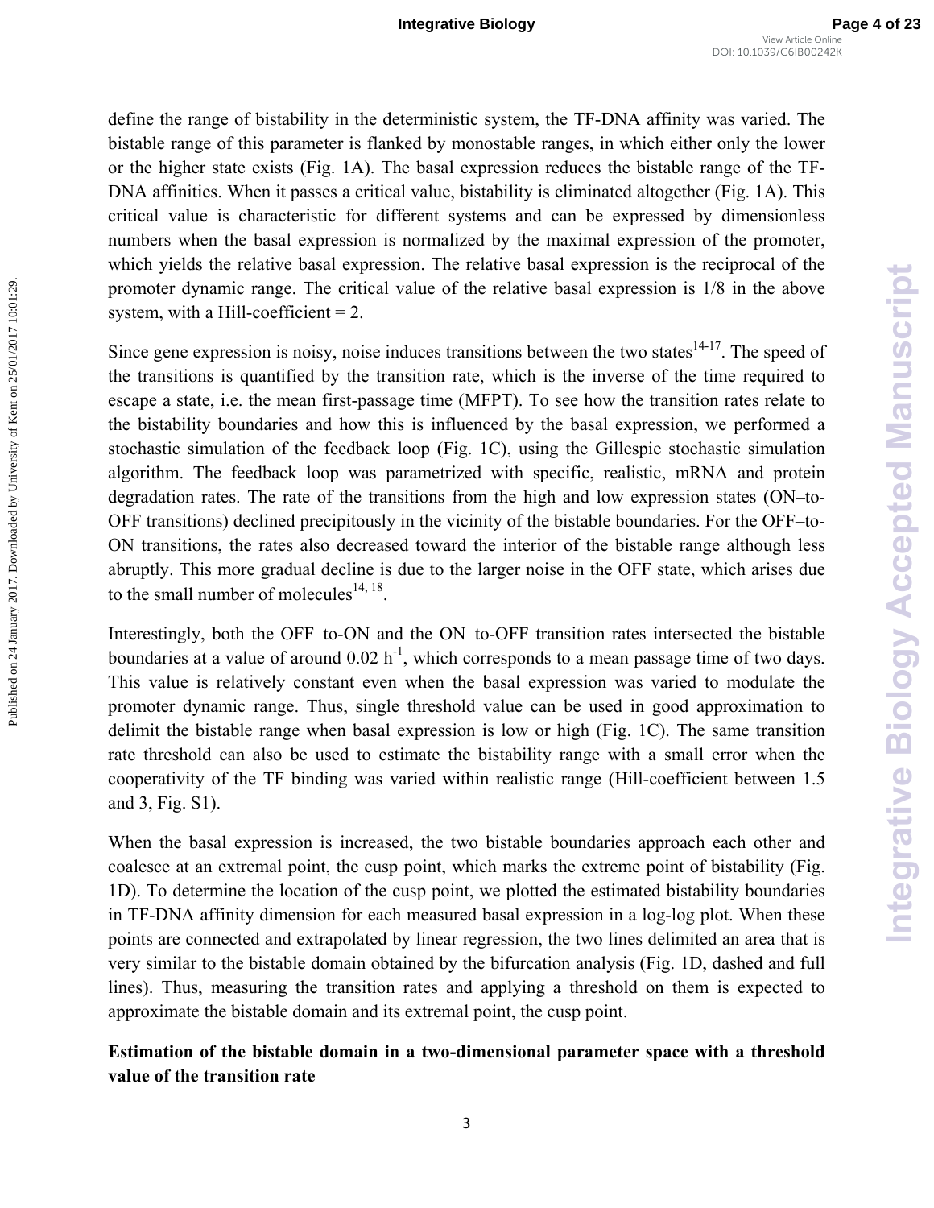define the range of bistability in the deterministic system, the TF-DNA affinity was varied. The bistable range of this parameter is flanked by monostable ranges, in which either only the lower or the higher state exists (Fig. 1A). The basal expression reduces the bistable range of the TF-DNA affinities. When it passes a critical value, bistability is eliminated altogether (Fig. 1A). This critical value is characteristic for different systems and can be expressed by dimensionless numbers when the basal expression is normalized by the maximal expression of the promoter, which yields the relative basal expression. The relative basal expression is the reciprocal of the promoter dynamic range. The critical value of the relative basal expression is 1/8 in the above system, with a Hill-coefficient = 2.

Since gene expression is noisy, noise induces transitions between the two states[14-17]. The speed of the transitions is quantified by the transition rate, which is the inverse of the time required to escape a state, i.e. the mean first-passage time (MFPT). To see how the transition rates relate to the bistability boundaries and how this is influenced by the basal expression, we performed a stochastic simulation of the feedback loop (Fig. 1C), using the Gillespie stochastic simulation algorithm. The feedback loop was parametrized with specific, realistic, mRNA and protein degradation rates. The rate of the transitions from the high and low expression states (ON–to-OFF transitions) declined precipitously in the vicinity of the bistable boundaries. For the OFF–to-ON transitions, the rates also decreased toward the interior of the bistable range although less abruptly. This more gradual decline is due to the larger noise in the OFF state, which arises due to the small number of molecules[14, 18].

Interestingly, both the OFF–to-ON and the ON–to-OFF transition rates intersected the bistable boundaries at a value of around 0.02 $h^{-1}$, which corresponds to a mean passage time of two days. This value is relatively constant even when the basal expression was varied to modulate the promoter dynamic range. Thus, single threshold value can be used in good approximation to delimit the bistable range when basal expression is low or high (Fig. 1C). The same transition rate threshold can also be used to estimate the bistability range with a small error when the cooperativity of the TF binding was varied within realistic range (Hill-coefficient between 1.5 and 3, Fig. S1).

When the basal expression is increased, the two bistable boundaries approach each other and coalesce at an extremal point, the cusp point, which marks the extreme point of bistability (Fig. 1D). To determine the location of the cusp point, we plotted the estimated bistability boundaries in TF-DNA affinity dimension for each measured basal expression in a log-log plot. When these points are connected and extrapolated by linear regression, the two lines delimited an area that is very similar to the bistable domain obtained by the bifurcation analysis (Fig. 1D, dashed and full lines). Thus, measuring the transition rates and applying a threshold on them is expected to approximate the bistable domain and its extremal point, the cusp point.

**Estimation of the bistable domain in a two-dimensional parameter space with a threshold value of the transition rate**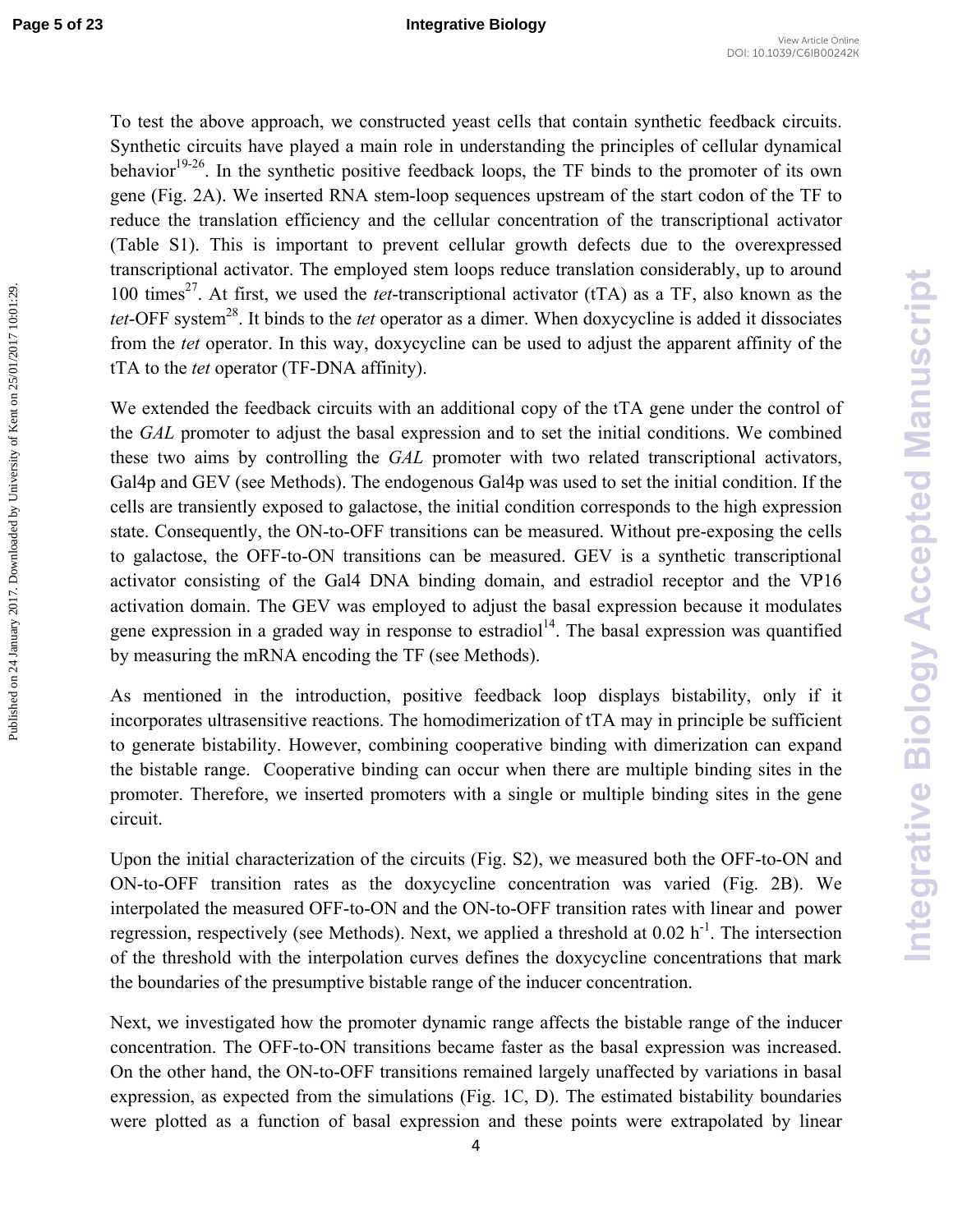To test the above approach, we constructed yeast cells that contain synthetic feedback circuits. Synthetic circuits have played a main role in understanding the principles of cellular dynamical behavior[19-26]. In the synthetic positive feedback loops, the TF binds to the promoter of its own gene (Fig. 2A). We inserted RNA stem-loop sequences upstream of the start codon of the TF to reduce the translation efficiency and the cellular concentration of the transcriptional activator (Table S1). This is important to prevent cellular growth defects due to the overexpressed transcriptional activator. The employed stem loops reduce translation considerably, up to around 100 times[27]. At first, we used the *tet*-transcriptional activator (tTA) as a TF, also known as the *tet*-OFF system[28]. It binds to the *tet* operator as a dimer. When doxycycline is added it dissociates from the *tet* operator. In this way, doxycycline can be used to adjust the apparent affinity of the tTA to the *tet* operator (TF-DNA affinity).

We extended the feedback circuits with an additional copy of the tTA gene under the control of the *GAL* promoter to adjust the basal expression and to set the initial conditions. We combined these two aims by controlling the *GAL* promoter with two related transcriptional activators, Gal4p and GEV (see Methods). The endogenous Gal4p was used to set the initial condition. If the cells are transiently exposed to galactose, the initial condition corresponds to the high expression state. Consequently, the ON-to-OFF transitions can be measured. Without pre-exposing the cells to galactose, the OFF-to-ON transitions can be measured. GEV is a synthetic transcriptional activator consisting of the Gal4 DNA binding domain, and estradiol receptor and the VP16 activation domain. The GEV was employed to adjust the basal expression because it modulates gene expression in a graded way in response to estradiol[14]. The basal expression was quantified by measuring the mRNA encoding the TF (see Methods).

As mentioned in the introduction, positive feedback loop displays bistability, only if it incorporates ultrasensitive reactions. The homodimerization of tTA may in principle be sufficient to generate bistability. However, combining cooperative binding with dimerization can expand the bistable range. Cooperative binding can occur when there are multiple binding sites in the promoter. Therefore, we inserted promoters with a single or multiple binding sites in the gene circuit.

Upon the initial characterization of the circuits (Fig. S2), we measured both the OFF-to-ON and ON-to-OFF transition rates as the doxycycline concentration was varied (Fig. 2B). We interpolated the measured OFF-to-ON and the ON-to-OFF transition rates with linear and power regression, respectively (see Methods). Next, we applied a threshold at 0.02 $h^{-1}$. The intersection of the threshold with the interpolation curves defines the doxycycline concentrations that mark the boundaries of the presumptive bistable range of the inducer concentration.

Next, we investigated how the promoter dynamic range affects the bistable range of the inducer concentration. The OFF-to-ON transitions became faster as the basal expression was increased. On the other hand, the ON-to-OFF transitions remained largely unaffected by variations in basal expression, as expected from the simulations (Fig. 1C, D). The estimated bistability boundaries were plotted as a function of basal expression and these points were extrapolated by linear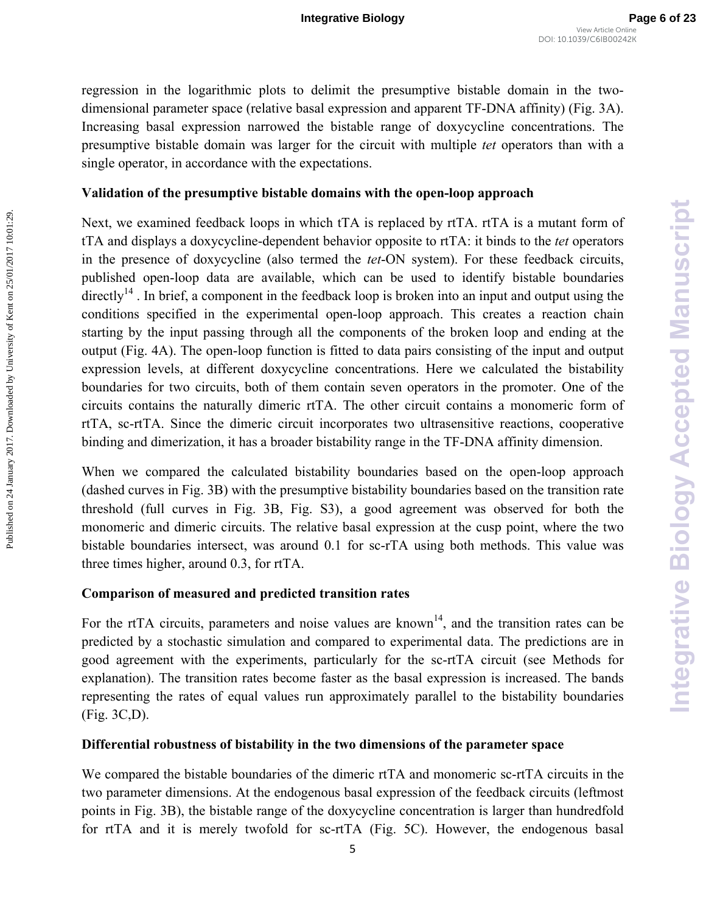regression in the logarithmic plots to delimit the presumptive bistable domain in the two-dimensional parameter space (relative basal expression and apparent TF-DNA affinity) (Fig. 3A). Increasing basal expression narrowed the bistable range of doxycycline concentrations. The presumptive bistable domain was larger for the circuit with multiple *tet* operators than with a single operator, in accordance with the expectations.

**Validation of the presumptive bistable domains with the open-loop approach**

Next, we examined feedback loops in which tTA is replaced by rtTA. rtTA is a mutant form of tTA and displays a doxycycline-dependent behavior opposite to rtTA: it binds to the *tet* operators in the presence of doxycycline (also termed the *tet*-ON system). For these feedback circuits, published open-loop data are available, which can be used to identify bistable boundaries directly[14] . In brief, a component in the feedback loop is broken into an input and output using the conditions specified in the experimental open-loop approach. This creates a reaction chain starting by the input passing through all the components of the broken loop and ending at the output (Fig. 4A). The open-loop function is fitted to data pairs consisting of the input and output expression levels, at different doxycycline concentrations. Here we calculated the bistability boundaries for two circuits, both of them contain seven operators in the promoter. One of the circuits contains the naturally dimeric rtTA. The other circuit contains a monomeric form of rtTA, sc-rtTA. Since the dimeric circuit incorporates two ultrasensitive reactions, cooperative binding and dimerization, it has a broader bistability range in the TF-DNA affinity dimension.

When we compared the calculated bistability boundaries based on the open-loop approach (dashed curves in Fig. 3B) with the presumptive bistability boundaries based on the transition rate threshold (full curves in Fig. 3B, Fig. S3), a good agreement was observed for both the monomeric and dimeric circuits. The relative basal expression at the cusp point, where the two bistable boundaries intersect, was around 0.1 for sc-rTA using both methods. This value was three times higher, around 0.3, for rtTA.

**Comparison of measured and predicted transition rates**

For the rtTA circuits, parameters and noise values are known[14], and the transition rates can be predicted by a stochastic simulation and compared to experimental data. The predictions are in good agreement with the experiments, particularly for the sc-rtTA circuit (see Methods for explanation). The transition rates become faster as the basal expression is increased. The bands representing the rates of equal values run approximately parallel to the bistability boundaries (Fig. 3C,D).

**Differential robustness of bistability in the two dimensions of the parameter space**

We compared the bistable boundaries of the dimeric rtTA and monomeric sc-rtTA circuits in the two parameter dimensions. At the endogenous basal expression of the feedback circuits (leftmost points in Fig. 3B), the bistable range of the doxycycline concentration is larger than hundredfold for rtTA and it is merely twofold for sc-rtTA (Fig. 5C). However, the endogenous basal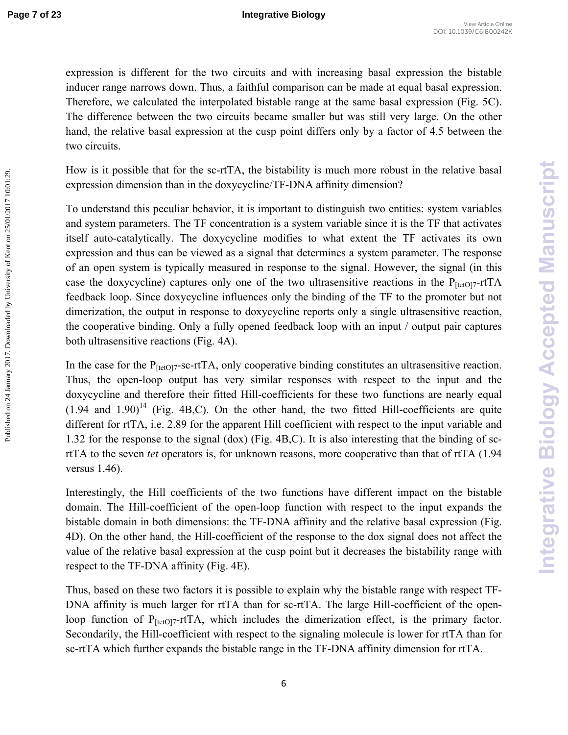expression is different for the two circuits and with increasing basal expression the bistable inducer range narrows down. Thus, a faithful comparison can be made at equal basal expression. Therefore, we calculated the interpolated bistable range at the same basal expression (Fig. 5C). The difference between the two circuits became smaller but was still very large. On the other hand, the relative basal expression at the cusp point differs only by a factor of 4.5 between the two circuits.

How is it possible that for the sc-rtTA, the bistability is much more robust in the relative basal expression dimension than in the doxycycline/TF-DNA affinity dimension?

To understand this peculiar behavior, it is important to distinguish two entities: system variables and system parameters. The TF concentration is a system variable since it is the TF that activates itself auto-catalytically. The doxycycline modifies to what extent the TF activates its own expression and thus can be viewed as a signal that determines a system parameter. The response of an open system is typically measured in response to the signal. However, the signal (in this case the doxycycline) captures only one of the two ultrasensitive reactions in the $P_{[tetO]7}$-rtTA feedback loop. Since doxycycline influences only the binding of the TF to the promoter but not dimerization, the output in response to doxycycline reports only a single ultrasensitive reaction, the cooperative binding. Only a fully opened feedback loop with an input / output pair captures both ultrasensitive reactions (Fig. 4A).

In the case for the $P_{[tetO]7}$-sc-rtTA, only cooperative binding constitutes an ultrasensitive reaction. Thus, the open-loop output has very similar responses with respect to the input and the doxycycline and therefore their fitted Hill-coefficients for these two functions are nearly equal (1.94 and 1.90)[14] (Fig. 4B,C). On the other hand, the two fitted Hill-coefficients are quite different for rtTA, i.e. 2.89 for the apparent Hill coefficient with respect to the input variable and 1.32 for the response to the signal (dox) (Fig. 4B,C). It is also interesting that the binding of sc-rtTA to the seven *tet* operators is, for unknown reasons, more cooperative than that of rtTA (1.94 versus 1.46).

Interestingly, the Hill coefficients of the two functions have different impact on the bistable domain. The Hill-coefficient of the open-loop function with respect to the input expands the bistable domain in both dimensions: the TF-DNA affinity and the relative basal expression (Fig. 4D). On the other hand, the Hill-coefficient of the response to the dox signal does not affect the value of the relative basal expression at the cusp point but it decreases the bistability range with respect to the TF-DNA affinity (Fig. 4E).

Thus, based on these two factors it is possible to explain why the bistable range with respect TF-DNA affinity is much larger for rtTA than for sc-rtTA. The large Hill-coefficient of the open-loop function of $P_{[tetO]7}$-rtTA, which includes the dimerization effect, is the primary factor. Secondarily, the Hill-coefficient with respect to the signaling molecule is lower for rtTA than for sc-rtTA which further expands the bistable range in the TF-DNA affinity dimension for rtTA.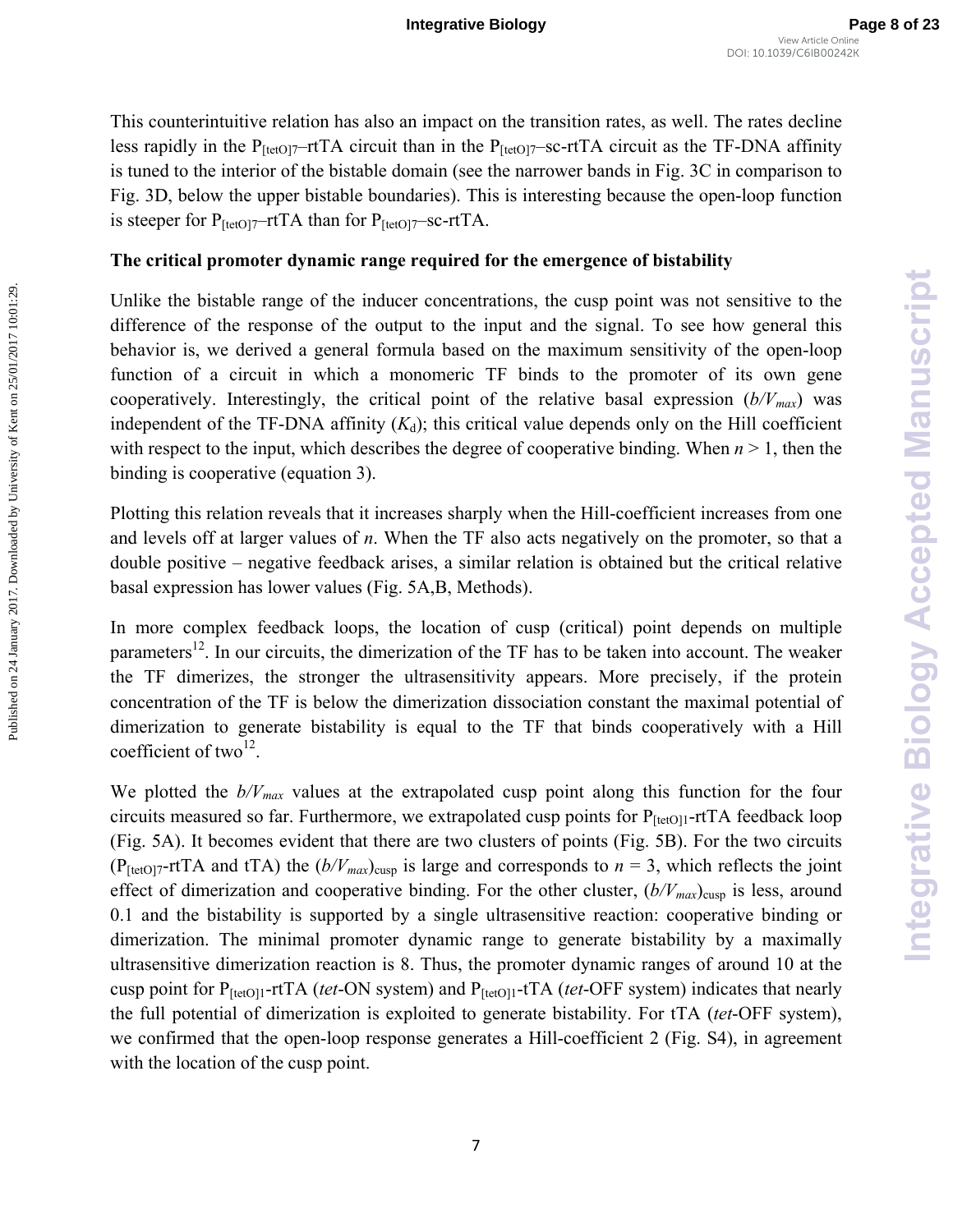This counterintuitive relation has also an impact on the transition rates, as well. The rates decline less rapidly in the $P_{[tetO]7}$–rtTA circuit than in the $P_{[tetO]7}$–sc-rtTA circuit as the TF-DNA affinity is tuned to the interior of the bistable domain (see the narrower bands in Fig. 3C in comparison to Fig. 3D, below the upper bistable boundaries). This is interesting because the open-loop function is steeper for $P_{[tetO]7}$–rtTA than for $P_{[tetO]7}$–sc-rtTA.

**The critical promoter dynamic range required for the emergence of bistability**

Unlike the bistable range of the inducer concentrations, the cusp point was not sensitive to the difference of the response of the output to the input and the signal. To see how general this behavior is, we derived a general formula based on the maximum sensitivity of the open-loop function of a circuit in which a monomeric TF binds to the promoter of its own gene cooperatively. Interestingly, the critical point of the relative basal expression ($b/V_{max}$) was independent of the TF-DNA affinity ($K_d$); this critical value depends only on the Hill coefficient with respect to the input, which describes the degree of cooperative binding. When $n > 1$, then the binding is cooperative (equation 3).

Plotting this relation reveals that it increases sharply when the Hill-coefficient increases from one and levels off at larger values of $n$. When the TF also acts negatively on the promoter, so that a double positive – negative feedback arises, a similar relation is obtained but the critical relative basal expression has lower values (Fig. 5A,B, Methods).

In more complex feedback loops, the location of cusp (critical) point depends on multiple parameters[12]. In our circuits, the dimerization of the TF has to be taken into account. The weaker the TF dimerizes, the stronger the ultrasensitivity appears. More precisely, if the protein concentration of the TF is below the dimerization dissociation constant the maximal potential of dimerization to generate bistability is equal to the TF that binds cooperatively with a Hill coefficient of two[12].

We plotted the $b/V_{max}$ values at the extrapolated cusp point along this function for the four circuits measured so far. Furthermore, we extrapolated cusp points for $P_{[tetO]1}$-rtTA feedback loop (Fig. 5A). It becomes evident that there are two clusters of points (Fig. 5B). For the two circuits ($P_{[tetO]7}$-rtTA and tTA) the $(b/V_{max})_{cusp}$ is large and corresponds to $n = 3$, which reflects the joint effect of dimerization and cooperative binding. For the other cluster, $(b/V_{max})_{cusp}$ is less, around 0.1 and the bistability is supported by a single ultrasensitive reaction: cooperative binding or dimerization. The minimal promoter dynamic range to generate bistability by a maximally ultrasensitive dimerization reaction is 8. Thus, the promoter dynamic ranges of around 10 at the cusp point for $P_{[tetO]1}$-rtTA (*tet*-ON system) and $P_{[tetO]1}$-tTA (*tet*-OFF system) indicates that nearly the full potential of dimerization is exploited to generate bistability. For tTA (*tet*-OFF system), we confirmed that the open-loop response generates a Hill-coefficient 2 (Fig. S4), in agreement with the location of the cusp point.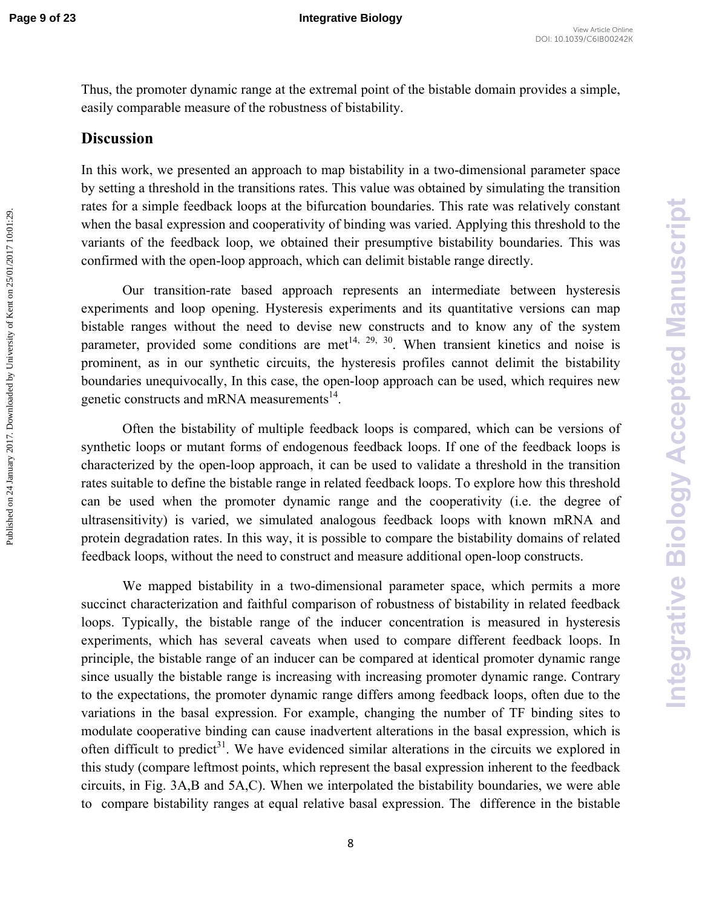Thus, the promoter dynamic range at the extremal point of the bistable domain provides a simple, easily comparable measure of the robustness of bistability.

## Discussion

In this work, we presented an approach to map bistability in a two-dimensional parameter space by setting a threshold in the transitions rates. This value was obtained by simulating the transition rates for a simple feedback loops at the bifurcation boundaries. This rate was relatively constant when the basal expression and cooperativity of binding was varied. Applying this threshold to the variants of the feedback loop, we obtained their presumptive bistability boundaries. This was confirmed with the open-loop approach, which can delimit bistable range directly.

Our transition-rate based approach represents an intermediate between hysteresis experiments and loop opening. Hysteresis experiments and its quantitative versions can map bistable ranges without the need to devise new constructs and to know any of the system parameter, provided some conditions are met[14, 29, 30]. When transient kinetics and noise is prominent, as in our synthetic circuits, the hysteresis profiles cannot delimit the bistability boundaries unequivocally, In this case, the open-loop approach can be used, which requires new genetic constructs and mRNA measurements[14].

Often the bistability of multiple feedback loops is compared, which can be versions of synthetic loops or mutant forms of endogenous feedback loops. If one of the feedback loops is characterized by the open-loop approach, it can be used to validate a threshold in the transition rates suitable to define the bistable range in related feedback loops. To explore how this threshold can be used when the promoter dynamic range and the cooperativity (i.e. the degree of ultrasensitivity) is varied, we simulated analogous feedback loops with known mRNA and protein degradation rates. In this way, it is possible to compare the bistability domains of related feedback loops, without the need to construct and measure additional open-loop constructs.

We mapped bistability in a two-dimensional parameter space, which permits a more succinct characterization and faithful comparison of robustness of bistability in related feedback loops. Typically, the bistable range of the inducer concentration is measured in hysteresis experiments, which has several caveats when used to compare different feedback loops. In principle, the bistable range of an inducer can be compared at identical promoter dynamic range since usually the bistable range is increasing with increasing promoter dynamic range. Contrary to the expectations, the promoter dynamic range differs among feedback loops, often due to the variations in the basal expression. For example, changing the number of TF binding sites to modulate cooperative binding can cause inadvertent alterations in the basal expression, which is often difficult to predict[31]. We have evidenced similar alterations in the circuits we explored in this study (compare leftmost points, which represent the basal expression inherent to the feedback circuits, in Fig. 3A,B and 5A,C). When we interpolated the bistability boundaries, we were able to compare bistability ranges at equal relative basal expression. The difference in the bistable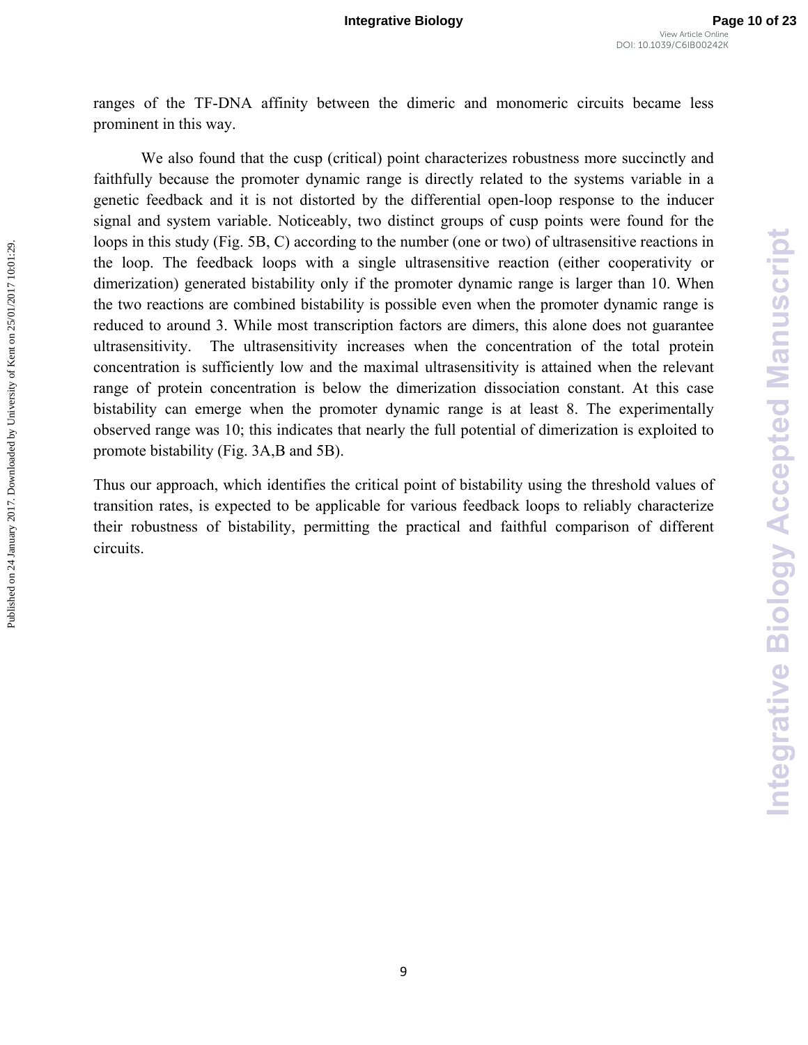ranges of the TF-DNA affinity between the dimeric and monomeric circuits became less prominent in this way.

We also found that the cusp (critical) point characterizes robustness more succinctly and faithfully because the promoter dynamic range is directly related to the systems variable in a genetic feedback and it is not distorted by the differential open-loop response to the inducer signal and system variable. Noticeably, two distinct groups of cusp points were found for the loops in this study (Fig. 5B, C) according to the number (one or two) of ultrasensitive reactions in the loop. The feedback loops with a single ultrasensitive reaction (either cooperativity or dimerization) generated bistability only if the promoter dynamic range is larger than 10. When the two reactions are combined bistability is possible even when the promoter dynamic range is reduced to around 3. While most transcription factors are dimers, this alone does not guarantee ultrasensitivity. The ultrasensitivity increases when the concentration of the total protein concentration is sufficiently low and the maximal ultrasensitivity is attained when the relevant range of protein concentration is below the dimerization dissociation constant. At this case bistability can emerge when the promoter dynamic range is at least 8. The experimentally observed range was 10; this indicates that nearly the full potential of dimerization is exploited to promote bistability (Fig. 3A,B and 5B).

Thus our approach, which identifies the critical point of bistability using the threshold values of transition rates, is expected to be applicable for various feedback loops to reliably characterize their robustness of bistability, permitting the practical and faithful comparison of different circuits.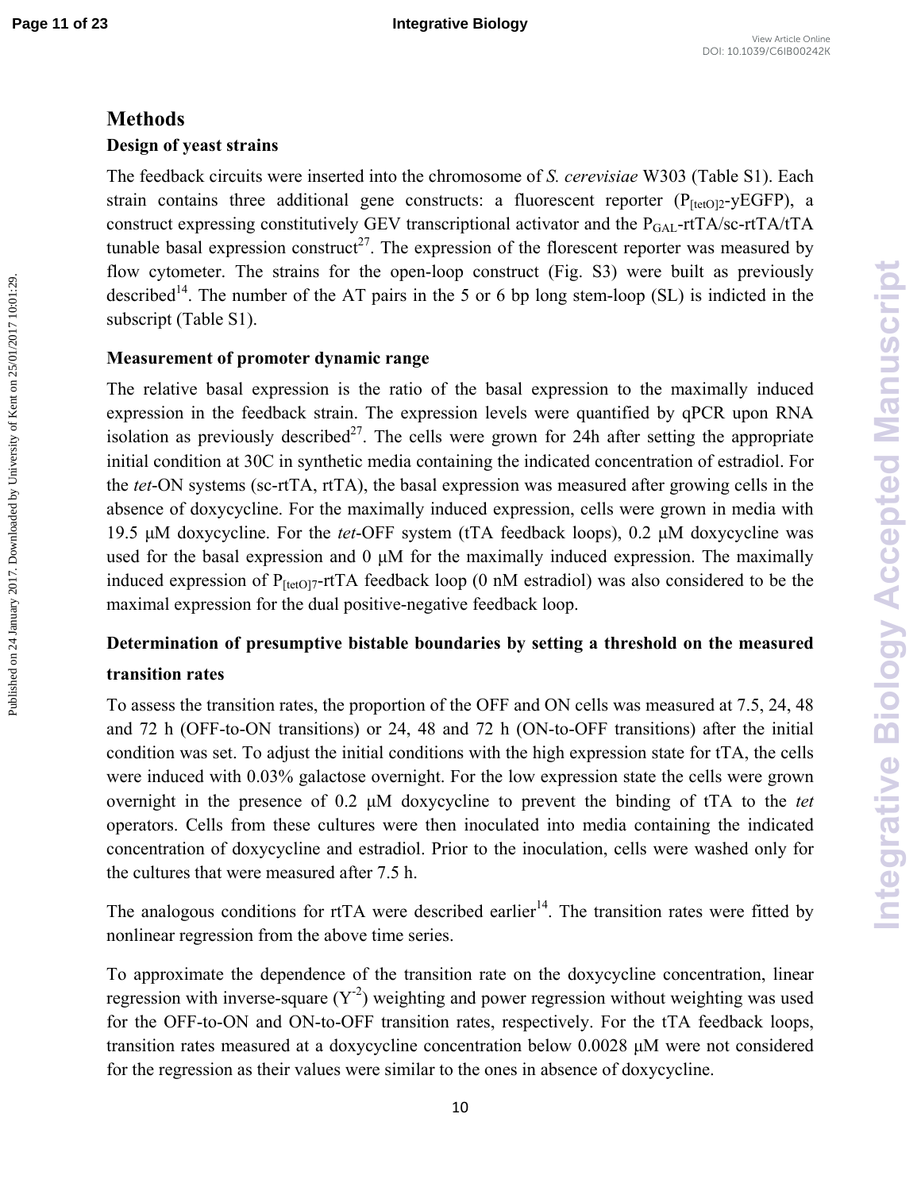# Methods

## Design of yeast strains

The feedback circuits were inserted into the chromosome of *S. cerevisiae* W303 (Table S1). Each strain contains three additional gene constructs: a fluorescent reporter ($P_{[tetO]2}$-yEGFP), a construct expressing constitutively GEV transcriptional activator and the $P_{GAL}$-rtTA/sc-rtTA/tTA tunable basal expression construct[27]. The expression of the florescent reporter was measured by flow cytometer. The strains for the open-loop construct (Fig. S3) were built as previously described[14]. The number of the AT pairs in the 5 or 6 bp long stem-loop (SL) is indicted in the subscript (Table S1).

## Measurement of promoter dynamic range

The relative basal expression is the ratio of the basal expression to the maximally induced expression in the feedback strain. The expression levels were quantified by qPCR upon RNA isolation as previously described[27]. The cells were grown for 24h after setting the appropriate initial condition at 30C in synthetic media containing the indicated concentration of estradiol. For the *tet*-ON systems (sc-rtTA, rtTA), the basal expression was measured after growing cells in the absence of doxycycline. For the maximally induced expression, cells were grown in media with 19.5 μM doxycycline. For the *tet*-OFF system (tTA feedback loops), 0.2 μM doxycycline was used for the basal expression and 0 μM for the maximally induced expression. The maximally induced expression of $P_{[tetO]7}$-rtTA feedback loop (0 nM estradiol) was also considered to be the maximal expression for the dual positive-negative feedback loop.

## Determination of presumptive bistable boundaries by setting a threshold on the measured transition rates

To assess the transition rates, the proportion of the OFF and ON cells was measured at 7.5, 24, 48 and 72 h (OFF-to-ON transitions) or 24, 48 and 72 h (ON-to-OFF transitions) after the initial condition was set. To adjust the initial conditions with the high expression state for tTA, the cells were induced with 0.03% galactose overnight. For the low expression state the cells were grown overnight in the presence of 0.2 μM doxycycline to prevent the binding of tTA to the *tet* operators. Cells from these cultures were then inoculated into media containing the indicated concentration of doxycycline and estradiol. Prior to the inoculation, cells were washed only for the cultures that were measured after 7.5 h.

The analogous conditions for rtTA were described earlier[14]. The transition rates were fitted by nonlinear regression from the above time series.

To approximate the dependence of the transition rate on the doxycycline concentration, linear regression with inverse-square ($Y^{-2}$) weighting and power regression without weighting was used for the OFF-to-ON and ON-to-OFF transition rates, respectively. For the tTA feedback loops, transition rates measured at a doxycycline concentration below 0.0028 μM were not considered for the regression as their values were similar to the ones in absence of doxycycline.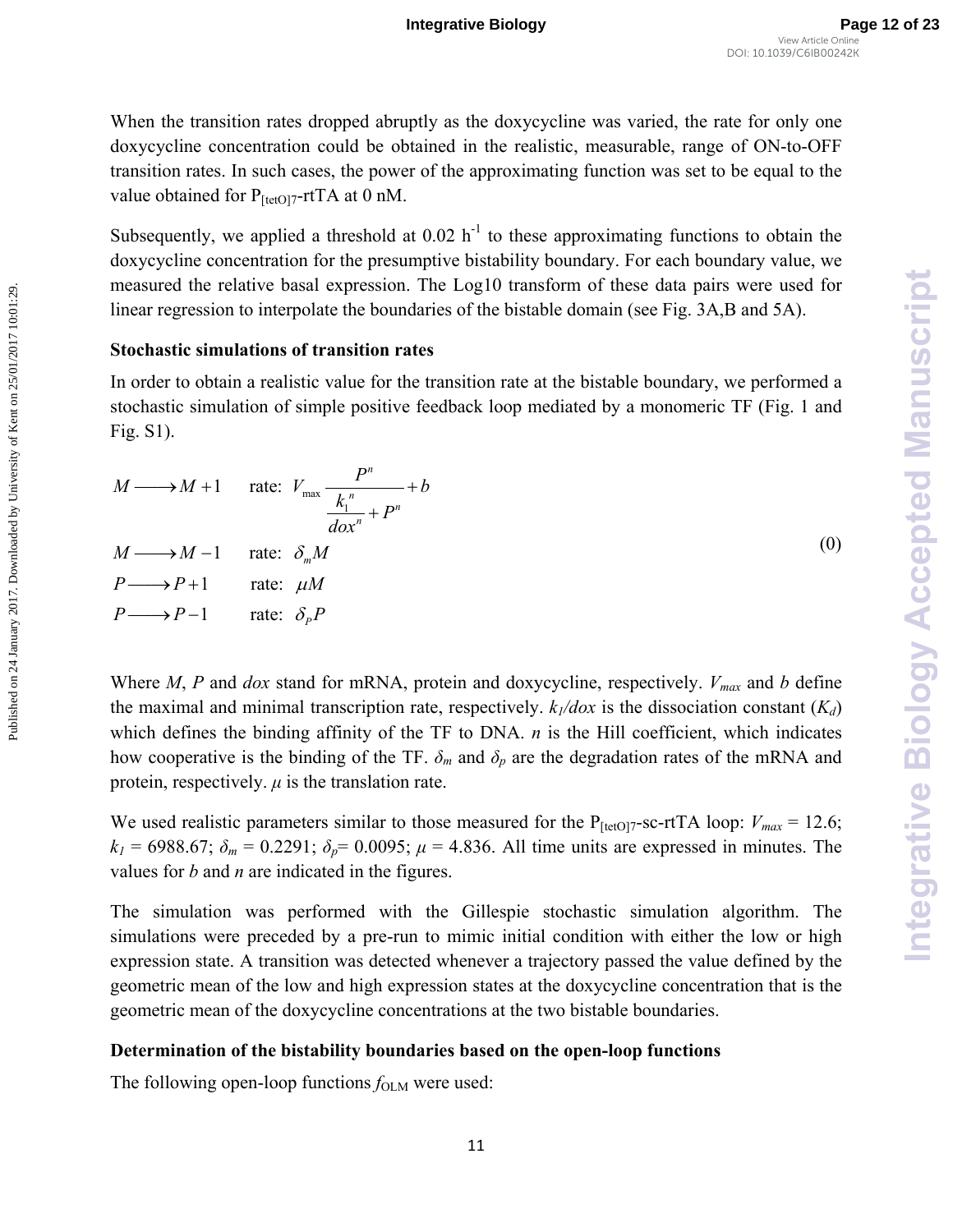When the transition rates dropped abruptly as the doxycycline was varied, the rate for only one doxycycline concentration could be obtained in the realistic, measurable, range of ON-to-OFF transition rates. In such cases, the power of the approximating function was set to be equal to the value obtained for $P_{[tetO]7}$-rtTA at 0 nM.

Subsequently, we applied a threshold at 0.02 $h^{-1}$ to these approximating functions to obtain the doxycycline concentration for the presumptive bistability boundary. For each boundary value, we measured the relative basal expression. The Log10 transform of these data pairs were used for linear regression to interpolate the boundaries of the bistable domain (see Fig. 3A,B and 5A).

**Stochastic simulations of transition rates**

In order to obtain a realistic value for the transition rate at the bistable boundary, we performed a stochastic simulation of simple positive feedback loop mediated by a monomeric TF (Fig. 1 and Fig. S1).

$$
\begin{aligned}
&M \longrightarrow M+1 \qquad \text{rate: } V_{\max}\frac{P^n}{\dfrac{k_1^{\,n}}{dox^n}+P^n}+b \\
&M \longrightarrow M-1 \qquad \text{rate: } \delta_m M \\
&P \longrightarrow P+1 \qquad \text{rate: } \mu M \\
&P \longrightarrow P-1 \qquad \text{rate: } \delta_P P
\end{aligned}
\tag{0}
$$

Where $M$, $P$ and $dox$ stand for mRNA, protein and doxycycline, respectively. $V_{max}$ and $b$ define the maximal and minimal transcription rate, respectively. $k_1/dox$ is the dissociation constant ($K_d$) which defines the binding affinity of the TF to DNA. $n$ is the Hill coefficient, which indicates how cooperative is the binding of the TF. $\delta_m$ and $\delta_p$ are the degradation rates of the mRNA and protein, respectively. $\mu$ is the translation rate.

We used realistic parameters similar to those measured for the $P_{[tetO]7}$-sc-rtTA loop: $V_{max} = 12.6$; $k_1 = 6988.67$; $\delta_m = 0.2291$; $\delta_p = 0.0095$; $\mu = 4.836$. All time units are expressed in minutes. The values for $b$ and $n$ are indicated in the figures.

The simulation was performed with the Gillespie stochastic simulation algorithm. The simulations were preceded by a pre-run to mimic initial condition with either the low or high expression state. A transition was detected whenever a trajectory passed the value defined by the geometric mean of the low and high expression states at the doxycycline concentration that is the geometric mean of the doxycycline concentrations at the two bistable boundaries.

**Determination of the bistability boundaries based on the open-loop functions**

The following open-loop functions $f_{\mathrm{OLM}}$ were used: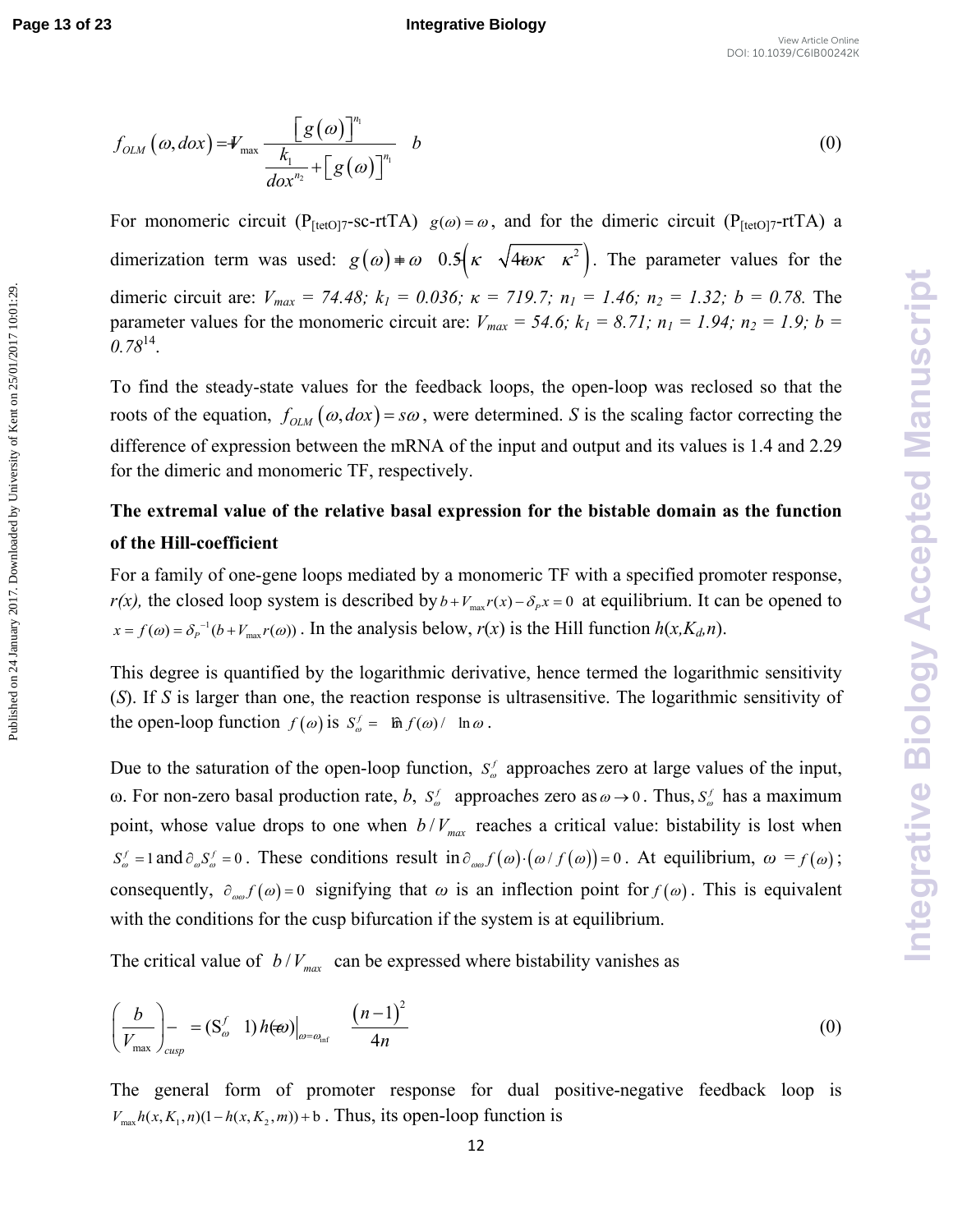$$f_{OLM}(\omega, dox) = V_{\max} \frac{\left[g(\omega)\right]^{n_1}}{\dfrac{k_1}{dox^{n_2}} + \left[g(\omega)\right]^{n_1}} + b \tag{0}$$

For monomeric circuit ($P_{[tetO]7}$-sc-rtTA) $g(\omega) = \omega$, and for the dimeric circuit ($P_{[tetO]7}$-rtTA) a dimerization term was used: $g(\omega) = \omega + 0.5\left(\kappa - \sqrt{4\omega\kappa + \kappa^2}\right)$. The parameter values for the dimeric circuit are: *$V_{max}$ = 74.48; $k_1$ = 0.036; κ = 719.7; $n_1$ = 1.46; $n_2$ = 1.32; b = 0.78.* The parameter values for the monomeric circuit are: *$V_{max}$ = 54.6; $k_1$ = 8.71; $n_1$ = 1.94; $n_2$ = 1.9; b = 0.78*[14].

To find the steady-state values for the feedback loops, the open-loop was reclosed so that the roots of the equation, $f_{OLM}(\omega, dox) = s\omega$, were determined. *S* is the scaling factor correcting the difference of expression between the mRNA of the input and output and its values is 1.4 and 2.29 for the dimeric and monomeric TF, respectively.

**The extremal value of the relative basal expression for the bistable domain as the function of the Hill-coefficient**

For a family of one-gene loops mediated by a monomeric TF with a specified promoter response, *r(x),* the closed loop system is described by $b + V_{\max} r(x) - \delta_P x = 0$ at equilibrium. It can be opened to $x = f(\omega) = \delta_P^{-1}(b + V_{\max} r(\omega))$. In the analysis below, *r*(*x*) is the Hill function *h*(*x*,$K_d$,*n*).

This degree is quantified by the logarithmic derivative, hence termed the logarithmic sensitivity (*S*). If *S* is larger than one, the reaction response is ultrasensitive. The logarithmic sensitivity of the open-loop function $f(\omega)$ is $S_\omega^f = \partial \ln f(\omega) / \partial \ln \omega$.

Due to the saturation of the open-loop function, $S_\omega^f$ approaches zero at large values of the input, ω. For non-zero basal production rate, *b*, $S_\omega^f$ approaches zero as $\omega \to 0$. Thus, $S_\omega^f$ has a maximum point, whose value drops to one when $b/V_{max}$ reaches a critical value: bistability is lost when $S_\omega^f = 1$ and $\partial_\omega S_\omega^f = 0$. These conditions result in $\partial_{\omega\omega} f(\omega) \cdot (\omega / f(\omega)) = 0$. At equilibrium, $\omega = f(\omega)$; consequently, $\partial_{\omega\omega} f(\omega) = 0$ signifying that *ω* is an inflection point for $f(\omega)$. This is equivalent with the conditions for the cusp bifurcation if the system is at equilibrium.

The critical value of $b/V_{max}$ can be expressed where bistability vanishes as

$$\left(\frac{b}{V_{\max}}\right)_{cusp} = (S_\omega^f - 1)\, h(\omega)\Big|_{\omega=\omega_{\inf}} = \frac{(n-1)^2}{4n} \tag{0}$$

The general form of promoter response for dual positive-negative feedback loop is $V_{\max} h(x, K_1, n)(1 - h(x, K_2, m)) + b$. Thus, its open-loop function is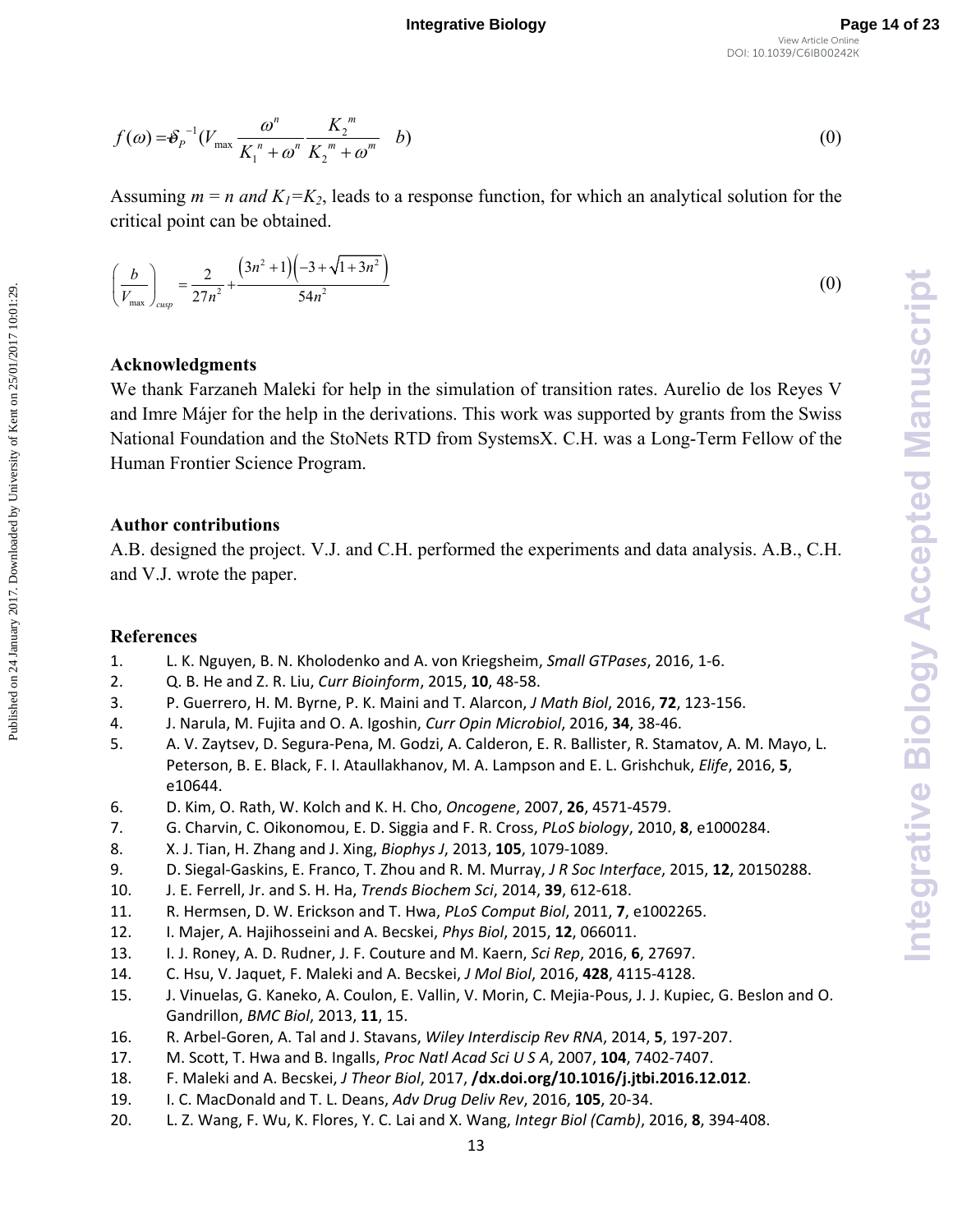$$f(\omega) = \vartheta_P^{-1}\left(V_{\max}\frac{\omega^n}{K_1^{\ n} + \omega^n}\frac{K_2^{\ m}}{K_2^{\ m} + \omega^m} \quad b\right) \tag{0}$$

Assuming $m = n$ *and* $K_1 = K_2$, leads to a response function, for which an analytical solution for the critical point can be obtained.

$$\left(\frac{b}{V_{\max}}\right)_{cusp} = \frac{2}{27n^2} + \frac{\left(3n^2+1\right)\left(-3+\sqrt{1+3n^2}\right)}{54n^2} \tag{0}$$

### Acknowledgments

We thank Farzaneh Maleki for help in the simulation of transition rates. Aurelio de los Reyes V and Imre Májer for the help in the derivations. This work was supported by grants from the Swiss National Foundation and the StoNets RTD from SystemsX. C.H. was a Long-Term Fellow of the Human Frontier Science Program.

### Author contributions

A.B. designed the project. V.J. and C.H. performed the experiments and data analysis. A.B., C.H. and V.J. wrote the paper.

### References

1. L. K. Nguyen, B. N. Kholodenko and A. von Kriegsheim, *Small GTPases*, 2016, 1-6.
2. Q. B. He and Z. R. Liu, *Curr Bioinform*, 2015, **10**, 48-58.
3. P. Guerrero, H. M. Byrne, P. K. Maini and T. Alarcon, *J Math Biol*, 2016, **72**, 123-156.
4. J. Narula, M. Fujita and O. A. Igoshin, *Curr Opin Microbiol*, 2016, **34**, 38-46.
5. A. V. Zaytsev, D. Segura-Pena, M. Godzi, A. Calderon, E. R. Ballister, R. Stamatov, A. M. Mayo, L. Peterson, B. E. Black, F. I. Ataullakhanov, M. A. Lampson and E. L. Grishchuk, *Elife*, 2016, **5**, e10644.
6. D. Kim, O. Rath, W. Kolch and K. H. Cho, *Oncogene*, 2007, **26**, 4571-4579.
7. G. Charvin, C. Oikonomou, E. D. Siggia and F. R. Cross, *PLoS biology*, 2010, **8**, e1000284.
8. X. J. Tian, H. Zhang and J. Xing, *Biophys J*, 2013, **105**, 1079-1089.
9. D. Siegal-Gaskins, E. Franco, T. Zhou and R. M. Murray, *J R Soc Interface*, 2015, **12**, 20150288.
10. J. E. Ferrell, Jr. and S. H. Ha, *Trends Biochem Sci*, 2014, **39**, 612-618.
11. R. Hermsen, D. W. Erickson and T. Hwa, *PLoS Comput Biol*, 2011, **7**, e1002265.
12. I. Majer, A. Hajihosseini and A. Becskei, *Phys Biol*, 2015, **12**, 066011.
13. I. J. Roney, A. D. Rudner, J. F. Couture and M. Kaern, *Sci Rep*, 2016, **6**, 27697.
14. C. Hsu, V. Jaquet, F. Maleki and A. Becskei, *J Mol Biol*, 2016, **428**, 4115-4128.
15. J. Vinuelas, G. Kaneko, A. Coulon, E. Vallin, V. Morin, C. Mejia-Pous, J. J. Kupiec, G. Beslon and O. Gandrillon, *BMC Biol*, 2013, **11**, 15.
16. R. Arbel-Goren, A. Tal and J. Stavans, *Wiley Interdiscip Rev RNA*, 2014, **5**, 197-207.
17. M. Scott, T. Hwa and B. Ingalls, *Proc Natl Acad Sci U S A*, 2007, **104**, 7402-7407.
18. F. Maleki and A. Becskei, *J Theor Biol*, 2017, **/dx.doi.org/10.1016/j.jtbi.2016.12.012**.
19. I. C. MacDonald and T. L. Deans, *Adv Drug Deliv Rev*, 2016, **105**, 20-34.
20. L. Z. Wang, F. Wu, K. Flores, Y. C. Lai and X. Wang, *Integr Biol (Camb)*, 2016, **8**, 394-408.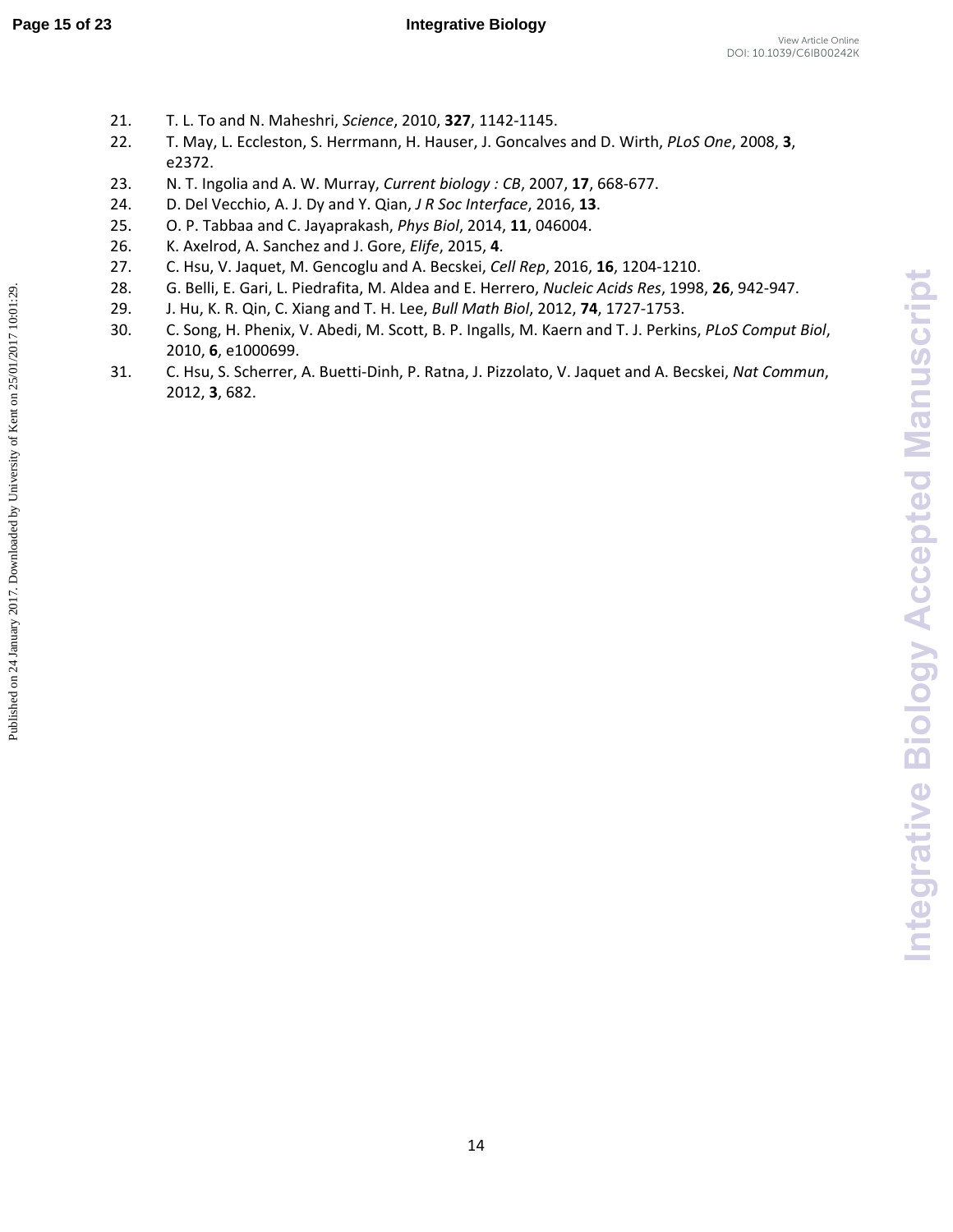21. T. L. To and N. Maheshri, *Science*, 2010, **327**, 1142-1145.
22. T. May, L. Eccleston, S. Herrmann, H. Hauser, J. Goncalves and D. Wirth, *PLoS One*, 2008, **3**, e2372.
23. N. T. Ingolia and A. W. Murray, *Current biology : CB*, 2007, **17**, 668-677.
24. D. Del Vecchio, A. J. Dy and Y. Qian, *J R Soc Interface*, 2016, **13**.
25. O. P. Tabbaa and C. Jayaprakash, *Phys Biol*, 2014, **11**, 046004.
26. K. Axelrod, A. Sanchez and J. Gore, *Elife*, 2015, **4**.
27. C. Hsu, V. Jaquet, M. Gencoglu and A. Becskei, *Cell Rep*, 2016, **16**, 1204-1210.
28. G. Belli, E. Gari, L. Piedrafita, M. Aldea and E. Herrero, *Nucleic Acids Res*, 1998, **26**, 942-947.
29. J. Hu, K. R. Qin, C. Xiang and T. H. Lee, *Bull Math Biol*, 2012, **74**, 1727-1753.
30. C. Song, H. Phenix, V. Abedi, M. Scott, B. P. Ingalls, M. Kaern and T. J. Perkins, *PLoS Comput Biol*, 2010, **6**, e1000699.
31. C. Hsu, S. Scherrer, A. Buetti-Dinh, P. Ratna, J. Pizzolato, V. Jaquet and A. Becskei, *Nat Commun*, 2012, **3**, 682.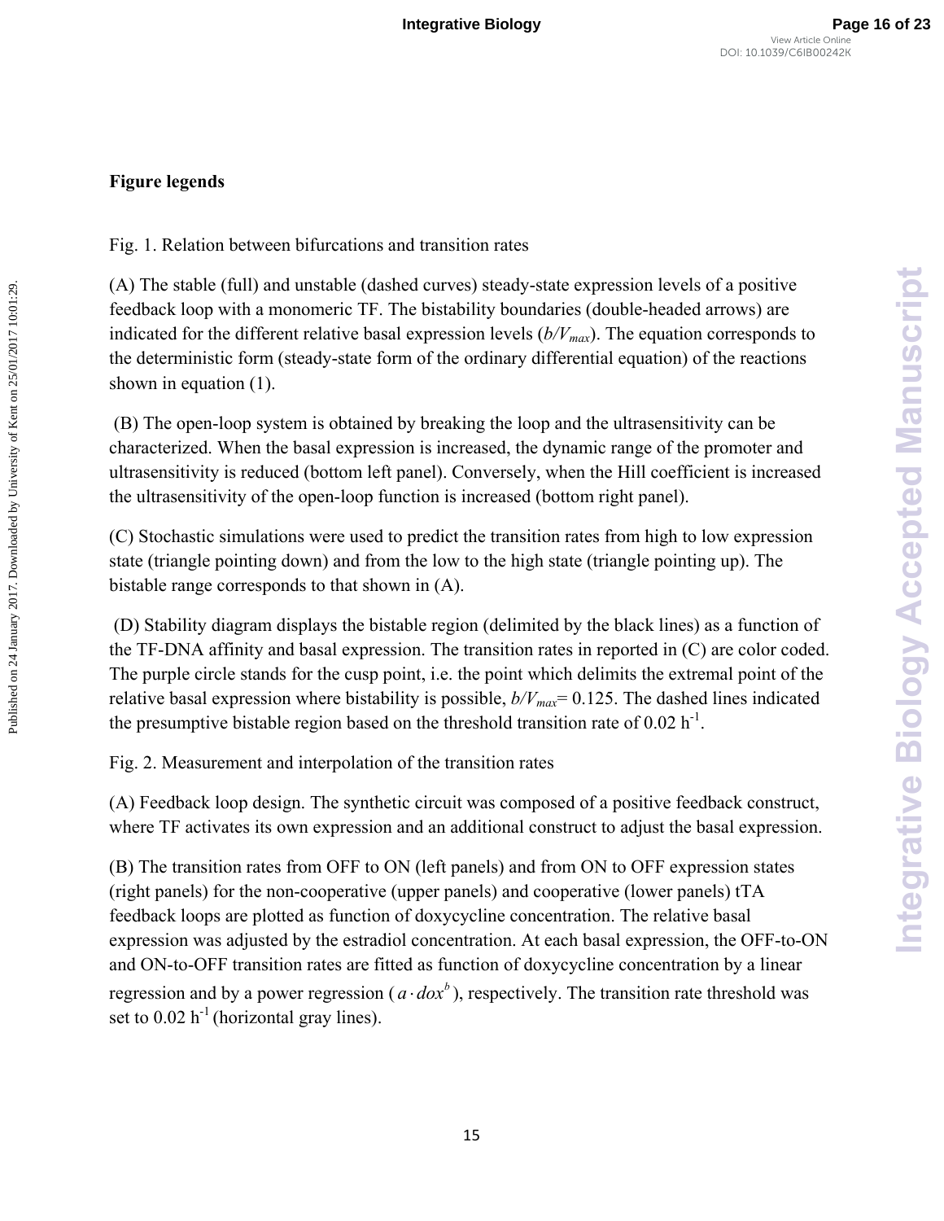**Figure legends**

Fig. 1. Relation between bifurcations and transition rates

(A) The stable (full) and unstable (dashed curves) steady-state expression levels of a positive feedback loop with a monomeric TF. The bistability boundaries (double-headed arrows) are indicated for the different relative basal expression levels ($b/V_{max}$). The equation corresponds to the deterministic form (steady-state form of the ordinary differential equation) of the reactions shown in equation (1).

(B) The open-loop system is obtained by breaking the loop and the ultrasensitivity can be characterized. When the basal expression is increased, the dynamic range of the promoter and ultrasensitivity is reduced (bottom left panel). Conversely, when the Hill coefficient is increased the ultrasensitivity of the open-loop function is increased (bottom right panel).

(C) Stochastic simulations were used to predict the transition rates from high to low expression state (triangle pointing down) and from the low to the high state (triangle pointing up). The bistable range corresponds to that shown in (A).

(D) Stability diagram displays the bistable region (delimited by the black lines) as a function of the TF-DNA affinity and basal expression. The transition rates in reported in (C) are color coded. The purple circle stands for the cusp point, i.e. the point which delimits the extremal point of the relative basal expression where bistability is possible, $b/V_{max}$= 0.125. The dashed lines indicated the presumptive bistable region based on the threshold transition rate of 0.02 $h^{-1}$.

Fig. 2. Measurement and interpolation of the transition rates

(A) Feedback loop design. The synthetic circuit was composed of a positive feedback construct, where TF activates its own expression and an additional construct to adjust the basal expression.

(B) The transition rates from OFF to ON (left panels) and from ON to OFF expression states (right panels) for the non-cooperative (upper panels) and cooperative (lower panels) tTA feedback loops are plotted as function of doxycycline concentration. The relative basal expression was adjusted by the estradiol concentration. At each basal expression, the OFF-to-ON and ON-to-OFF transition rates are fitted as function of doxycycline concentration by a linear regression and by a power regression ($a \cdot dox^b$), respectively. The transition rate threshold was set to 0.02 $h^{-1}$ (horizontal gray lines).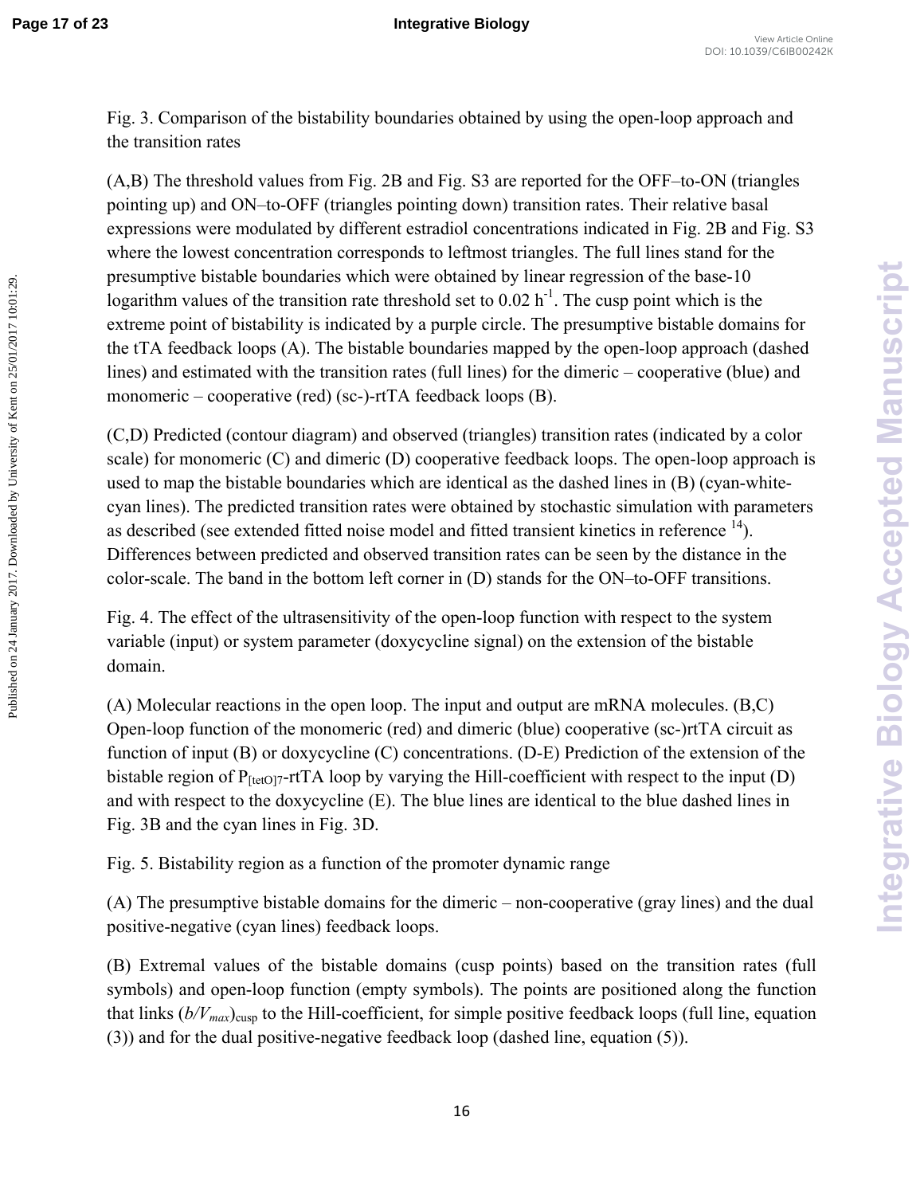Fig. 3. Comparison of the bistability boundaries obtained by using the open-loop approach and the transition rates

(A,B) The threshold values from Fig. 2B and Fig. S3 are reported for the OFF–to-ON (triangles pointing up) and ON–to-OFF (triangles pointing down) transition rates. Their relative basal expressions were modulated by different estradiol concentrations indicated in Fig. 2B and Fig. S3 where the lowest concentration corresponds to leftmost triangles. The full lines stand for the presumptive bistable boundaries which were obtained by linear regression of the base-10 logarithm values of the transition rate threshold set to 0.02 $h^{-1}$. The cusp point which is the extreme point of bistability is indicated by a purple circle. The presumptive bistable domains for the tTA feedback loops (A). The bistable boundaries mapped by the open-loop approach (dashed lines) and estimated with the transition rates (full lines) for the dimeric – cooperative (blue) and monomeric – cooperative (red) (sc-)rtTA feedback loops (B).

(C,D) Predicted (contour diagram) and observed (triangles) transition rates (indicated by a color scale) for monomeric (C) and dimeric (D) cooperative feedback loops. The open-loop approach is used to map the bistable boundaries which are identical as the dashed lines in (B) (cyan-white-cyan lines). The predicted transition rates were obtained by stochastic simulation with parameters as described (see extended fitted noise model and fitted transient kinetics in reference [14]). Differences between predicted and observed transition rates can be seen by the distance in the color-scale. The band in the bottom left corner in (D) stands for the ON–to-OFF transitions.

Fig. 4. The effect of the ultrasensitivity of the open-loop function with respect to the system variable (input) or system parameter (doxycycline signal) on the extension of the bistable domain.

(A) Molecular reactions in the open loop. The input and output are mRNA molecules. (B,C) Open-loop function of the monomeric (red) and dimeric (blue) cooperative (sc-)rtTA circuit as function of input (B) or doxycycline (C) concentrations. (D-E) Prediction of the extension of the bistable region of $P_{[tetO]7}$-rtTA loop by varying the Hill-coefficient with respect to the input (D) and with respect to the doxycycline (E). The blue lines are identical to the blue dashed lines in Fig. 3B and the cyan lines in Fig. 3D.

Fig. 5. Bistability region as a function of the promoter dynamic range

(A) The presumptive bistable domains for the dimeric – non-cooperative (gray lines) and the dual positive-negative (cyan lines) feedback loops.

(B) Extremal values of the bistable domains (cusp points) based on the transition rates (full symbols) and open-loop function (empty symbols). The points are positioned along the function that links $(b/V_{max})_{cusp}$ to the Hill-coefficient, for simple positive feedback loops (full line, equation (3)) and for the dual positive-negative feedback loop (dashed line, equation (5)).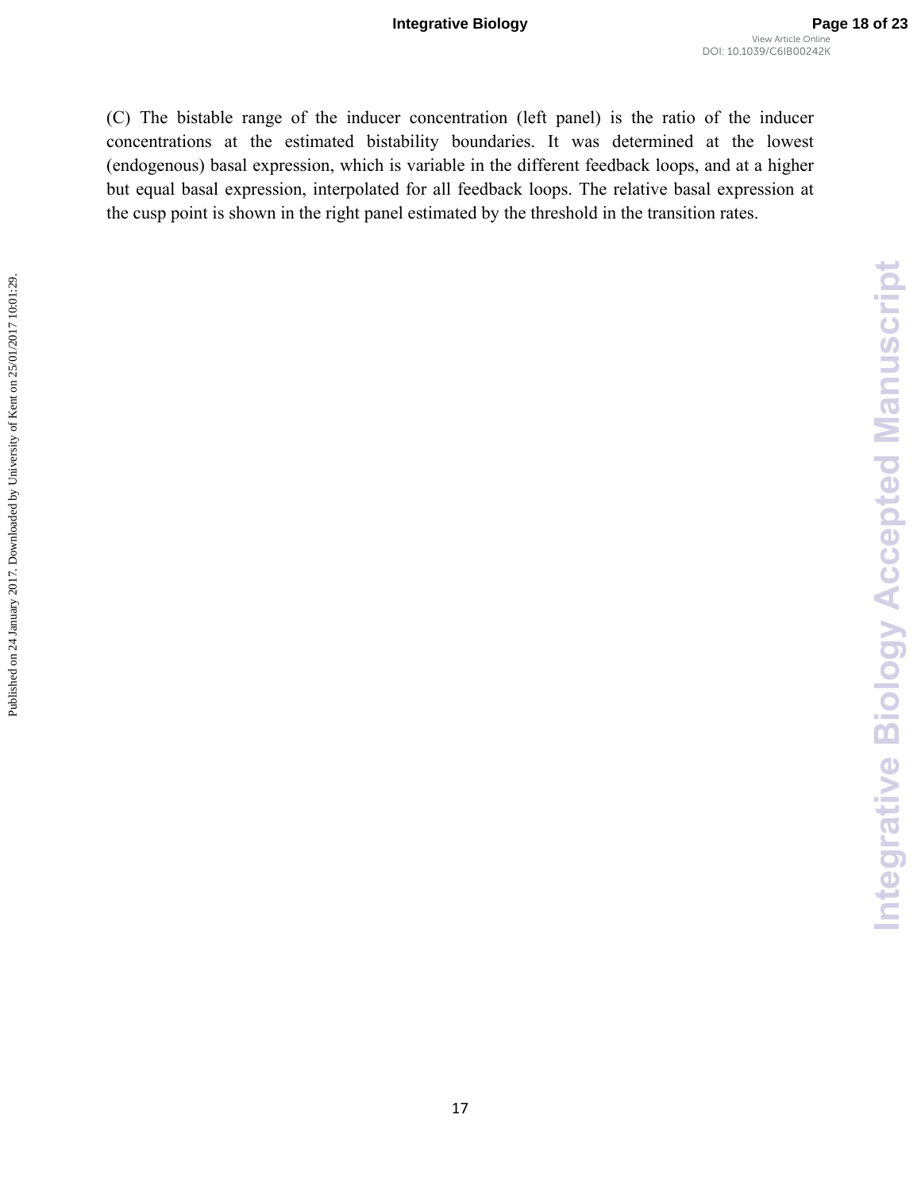(C) The bistable range of the inducer concentration (left panel) is the ratio of the inducer concentrations at the estimated bistability boundaries. It was determined at the lowest (endogenous) basal expression, which is variable in the different feedback loops, and at a higher but equal basal expression, interpolated for all feedback loops. The relative basal expression at the cusp point is shown in the right panel estimated by the threshold in the transition rates.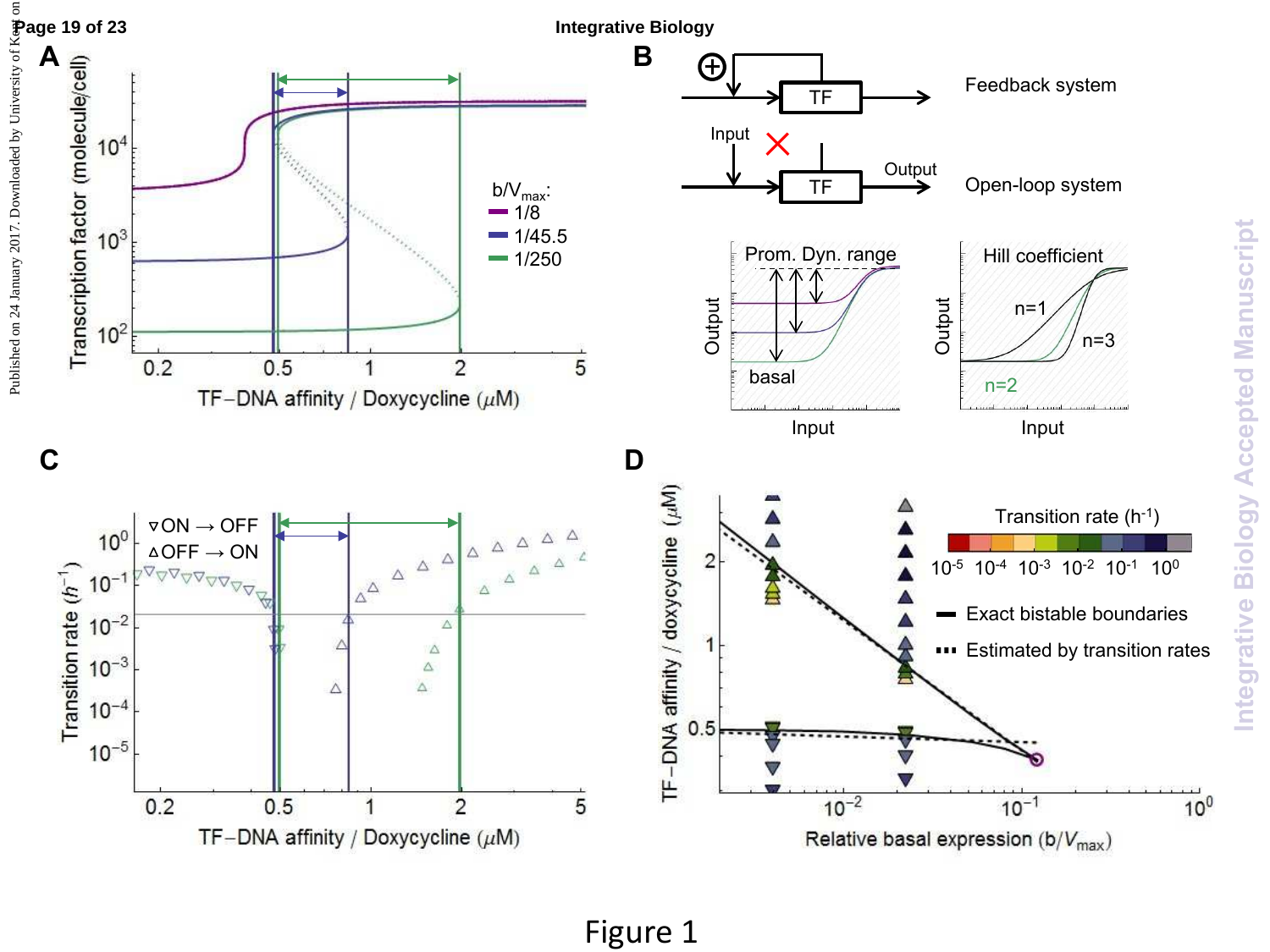Figure 1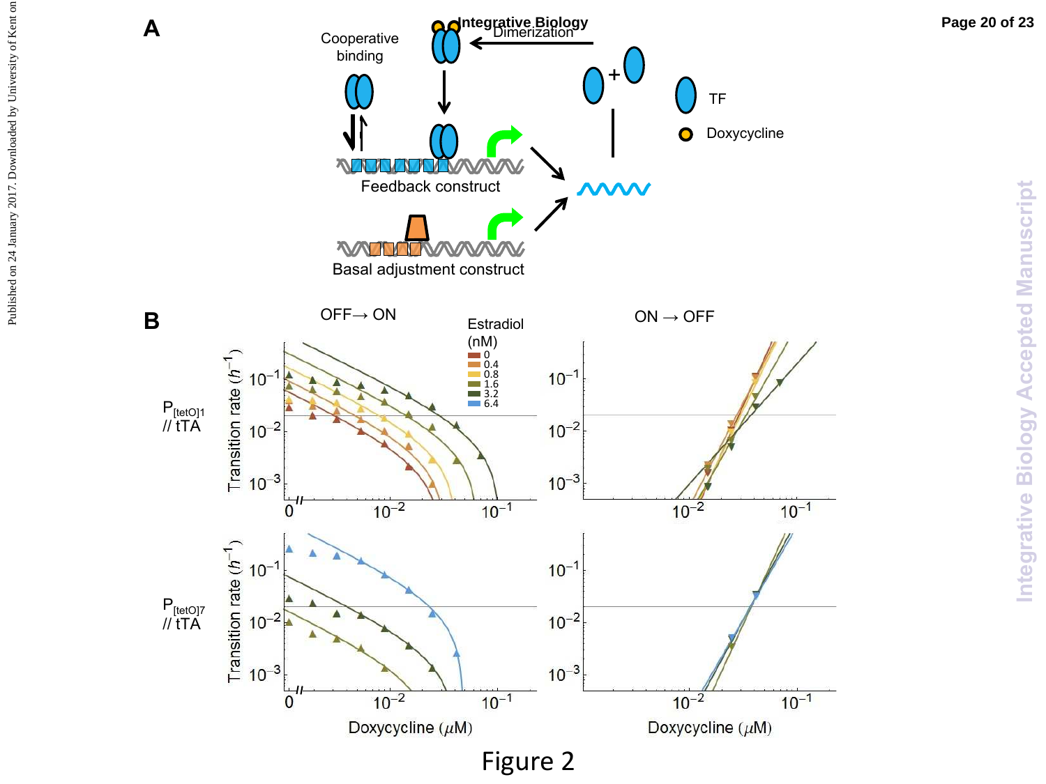Figure 2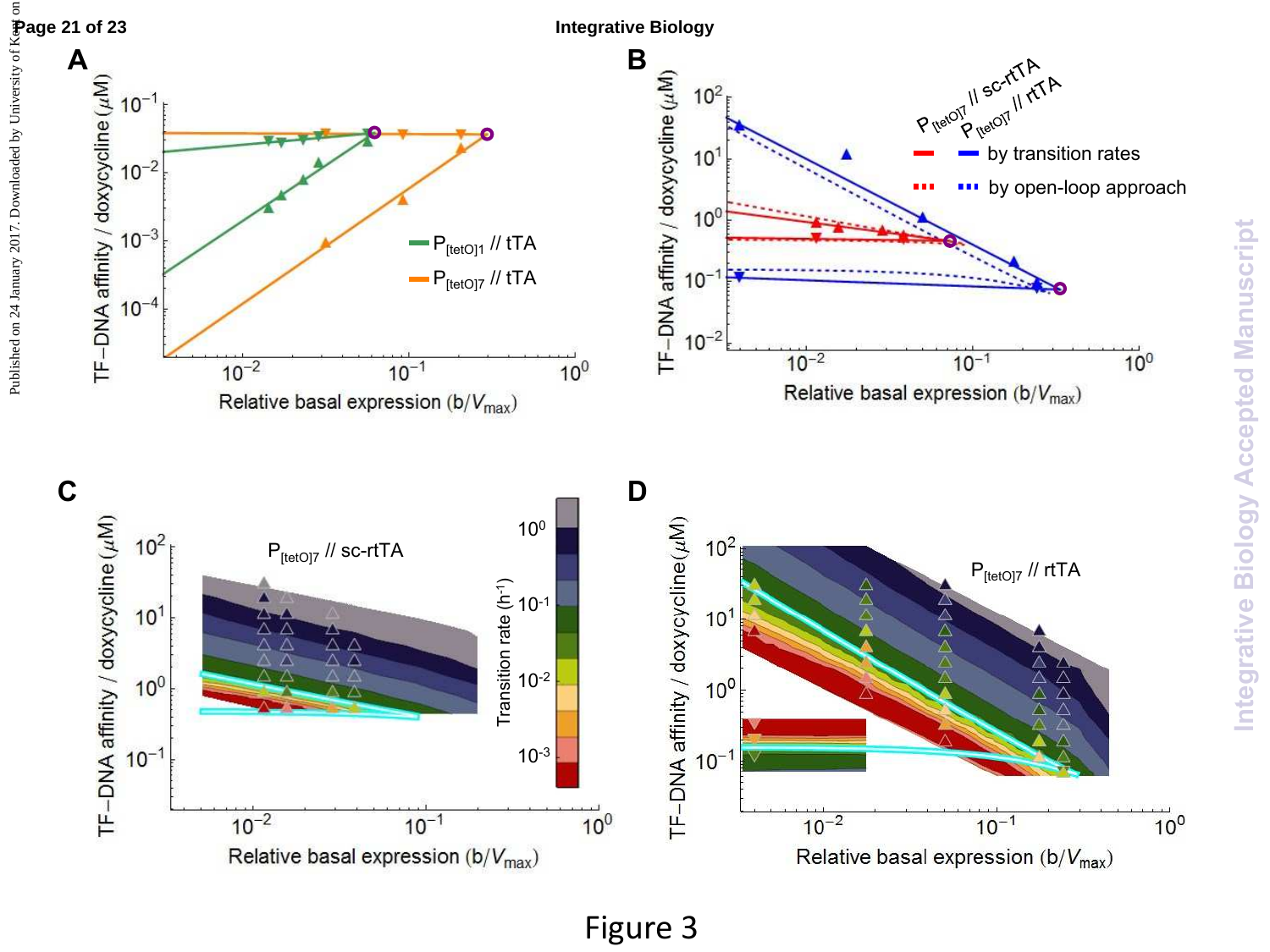Figure 3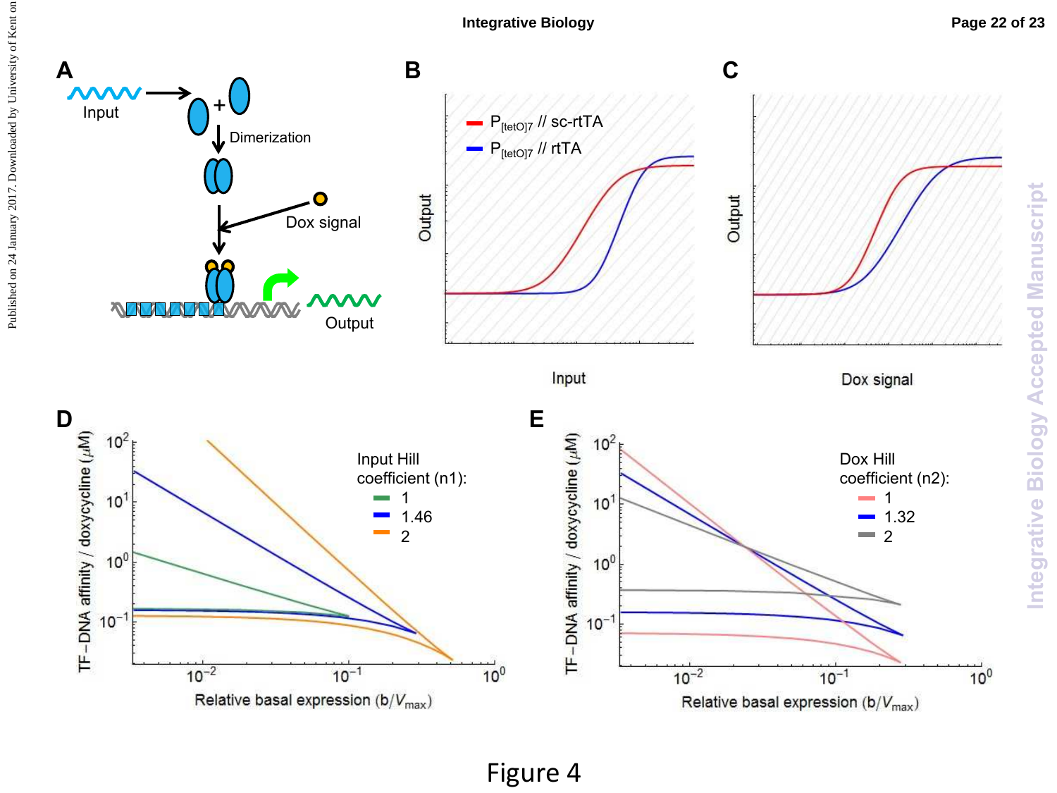Figure 4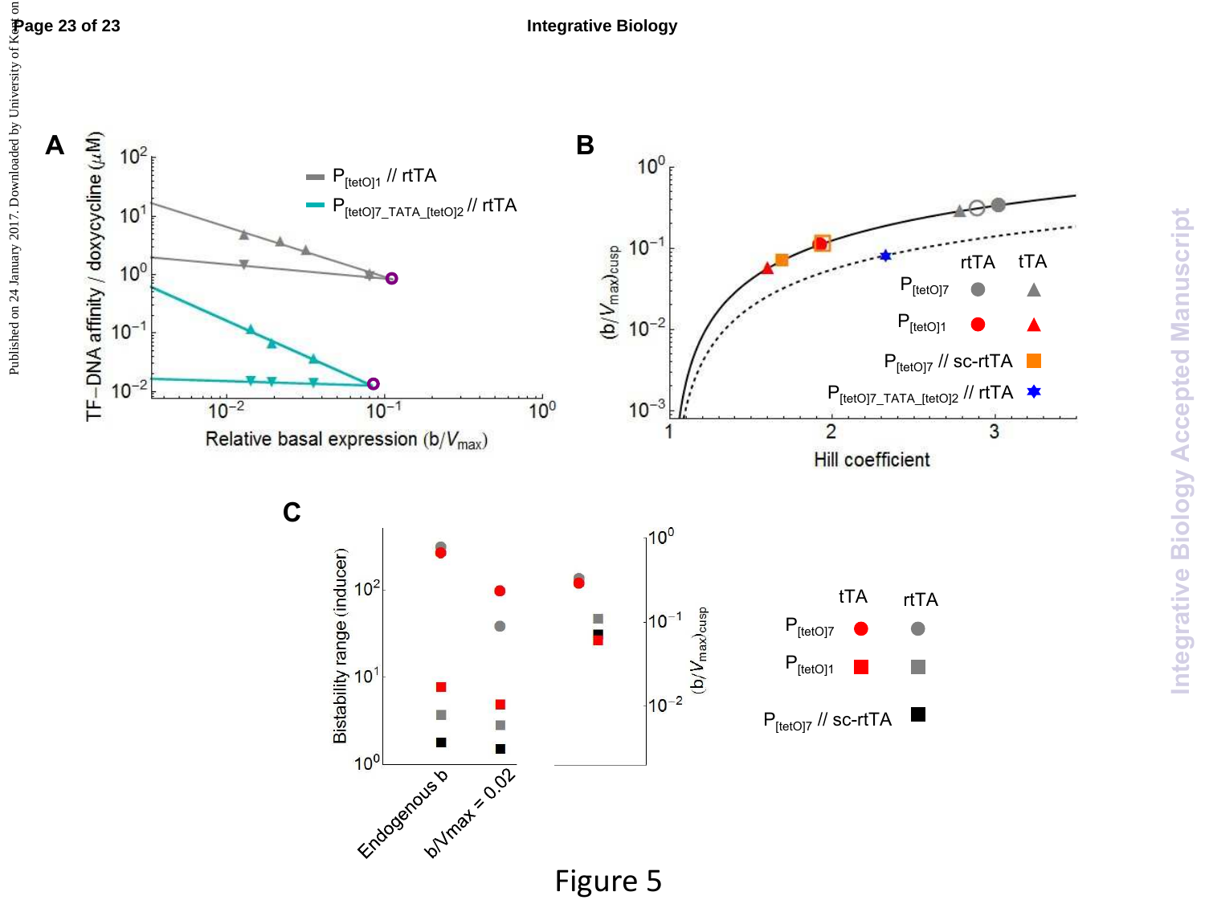A

$10^2$
$10^1$
$10^0$
$10^{-1}$
$10^{-2}$

TF–DNA affinity / doxycycline ($\mu$M)

$P_{[tetO]1}$ // rtTA

$P_{[tetO]7\_TATA\_[tetO]2}$ // rtTA

$10^{-2}$
$10^{-1}$
$10^0$

Relative basal expression ($b/V_{max}$)

B

$10^0$
$10^{-1}$
$10^{-2}$
$10^{-3}$

$(b/V_{max})_{cusp}$

1
2
3

Hill coefficient

rtTA
tTA

$P_{[tetO]7}$

$P_{[tetO]1}$

$P_{[tetO]7}$ // sc-rtTA

$P_{[tetO]7\_TATA\_[tetO]2}$ // rtTA

C

$10^2$
$10^1$
$10^0$

Bistability range (inducer)

Endogenous b

$b/Vmax = 0.02$

$10^0$
$10^{-1}$
$10^{-2}$

$(b/V_{max})_{cusp}$

tTA
rtTA

$P_{[tetO]7}$

$P_{[tetO]1}$

$P_{[tetO]7}$ // sc-rtTA

Figure 5